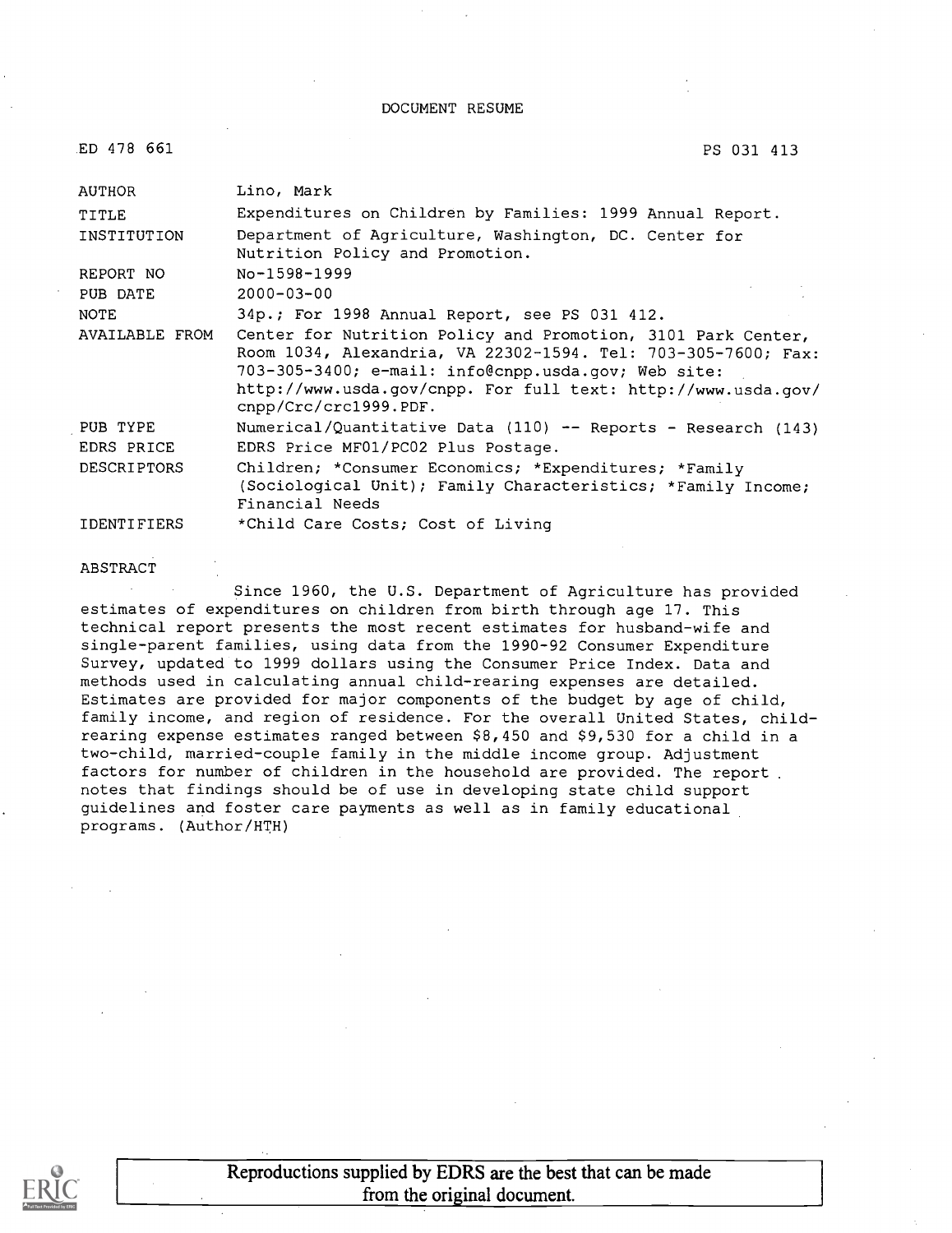# DOCUMENT RESUME

| ED 478 661 | PS 031 413 |
| --- | --- |
| AUTHOR | Lino, Mark |
| TITLE | Expenditures on Children by Families: 1999 Annual Report. |
| INSTITUTION | Department of Agriculture, Washington, DC. Center for Nutrition Policy and Promotion. |
| REPORT NO | No-1598-1999 |
| PUB DATE | 2000-03-00 |
| NOTE | 34p.; For 1998 Annual Report, see PS 031 412. |
| AVAILABLE FROM | Center for Nutrition Policy and Promotion, 3101 Park Center, Room 1034, Alexandria, VA 22302-1594. Tel: 703-305-7600; Fax: 703-305-3400; e-mail: info@cnpp.usda.gov; Web site: http://www.usda.gov/cnpp. For full text: http://www.usda.gov/cnpp/Crc/crc1999.PDF. |
| PUB TYPE | Numerical/Quantitative Data (110) -- Reports - Research (143) |
| EDRS PRICE | EDRS Price MF01/PC02 Plus Postage. |
| DESCRIPTORS | Children; *Consumer Economics; *Expenditures; *Family (Sociological Unit); Family Characteristics; *Family Income; Financial Needs |
| IDENTIFIERS | *Child Care Costs; Cost of Living |

## ABSTRACT

Since 1960, the U.S. Department of Agriculture has provided estimates of expenditures on children from birth through age 17. This technical report presents the most recent estimates for husband-wife and single-parent families, using data from the 1990-92 Consumer Expenditure Survey, updated to 1999 dollars using the Consumer Price Index. Data and methods used in calculating annual child-rearing expenses are detailed. Estimates are provided for major components of the budget by age of child, family income, and region of residence. For the overall United States, child-rearing expense estimates ranged between $8,450 and $9,530 for a child in a two-child, married-couple family in the middle income group. Adjustment factors for number of children in the household are provided. The report notes that findings should be of use in developing state child support guidelines and foster care payments as well as in family educational programs. (Author/HTH)

Reproductions supplied by EDRS are the best that can be made from the original document.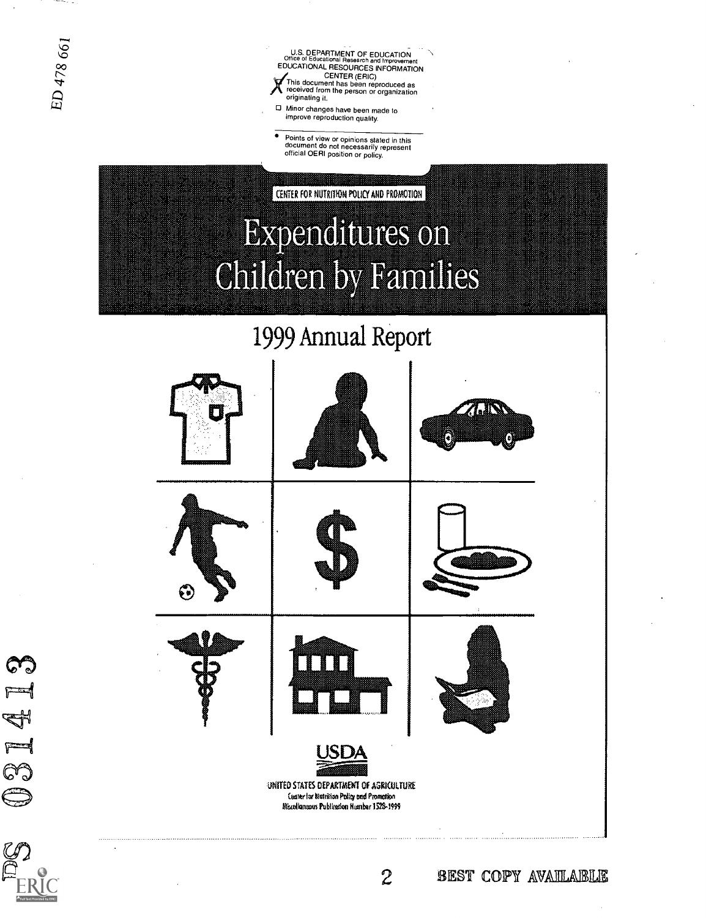ED 478 661

U.S. DEPARTMENT OF EDUCATION
Office of Educational Research and Improvement
EDUCATIONAL RESOURCES INFORMATION CENTER (ERIC)

- [x] This document has been reproduced as received from the person or organization originating it.
- [ ] Minor changes have been made to improve reproduction quality.

- Points of view or opinions stated in this document do not necessarily represent official OERI position or policy.

CENTER FOR NUTRITION POLICY AND PROMOTION

# Expenditures on Children by Families

## 1999 Annual Report

USDA

UNITED STATES DEPARTMENT OF AGRICULTURE
Center for Nutrition Policy and Promotion
Miscellaneous Publication Number 1528-1999

PS 031413

BEST COPY AVAILABLE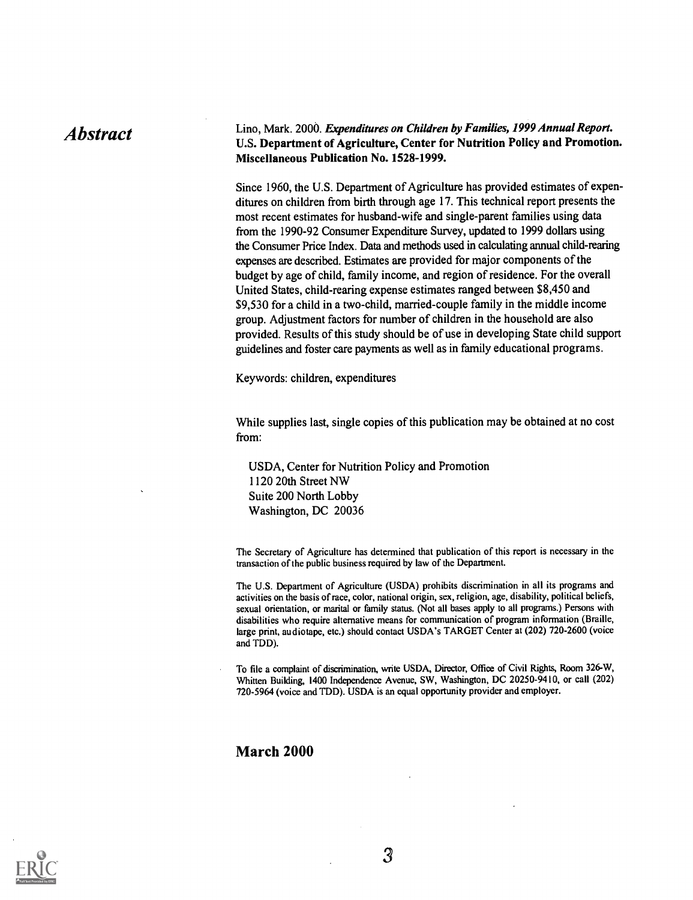# Abstract

Lino, Mark. 2000. ***Expenditures on Children by Families, 1999 Annual Report.*** **U.S. Department of Agriculture, Center for Nutrition Policy and Promotion. Miscellaneous Publication No. 1528-1999.**

Since 1960, the U.S. Department of Agriculture has provided estimates of expenditures on children from birth through age 17. This technical report presents the most recent estimates for husband-wife and single-parent families using data from the 1990-92 Consumer Expenditure Survey, updated to 1999 dollars using the Consumer Price Index. Data and methods used in calculating annual child-rearing expenses are described. Estimates are provided for major components of the budget by age of child, family income, and region of residence. For the overall United States, child-rearing expense estimates ranged between $8,450 and $9,530 for a child in a two-child, married-couple family in the middle income group. Adjustment factors for number of children in the household are also provided. Results of this study should be of use in developing State child support guidelines and foster care payments as well as in family educational programs.

Keywords: children, expenditures

While supplies last, single copies of this publication may be obtained at no cost from:

USDA, Center for Nutrition Policy and Promotion
1120 20th Street NW
Suite 200 North Lobby
Washington, DC 20036

The Secretary of Agriculture has determined that publication of this report is necessary in the transaction of the public business required by law of the Department.

The U.S. Department of Agriculture (USDA) prohibits discrimination in all its programs and activities on the basis of race, color, national origin, sex, religion, age, disability, political beliefs, sexual orientation, or marital or family status. (Not all bases apply to all programs.) Persons with disabilities who require alternative means for communication of program information (Braille, large print, audiotape, etc.) should contact USDA's TARGET Center at (202) 720-2600 (voice and TDD).

To file a complaint of discrimination, write USDA, Director, Office of Civil Rights, Room 326-W, Whitten Building, 1400 Independence Avenue, SW, Washington, DC 20250-9410, or call (202) 720-5964 (voice and TDD). USDA is an equal opportunity provider and employer.

**March 2000**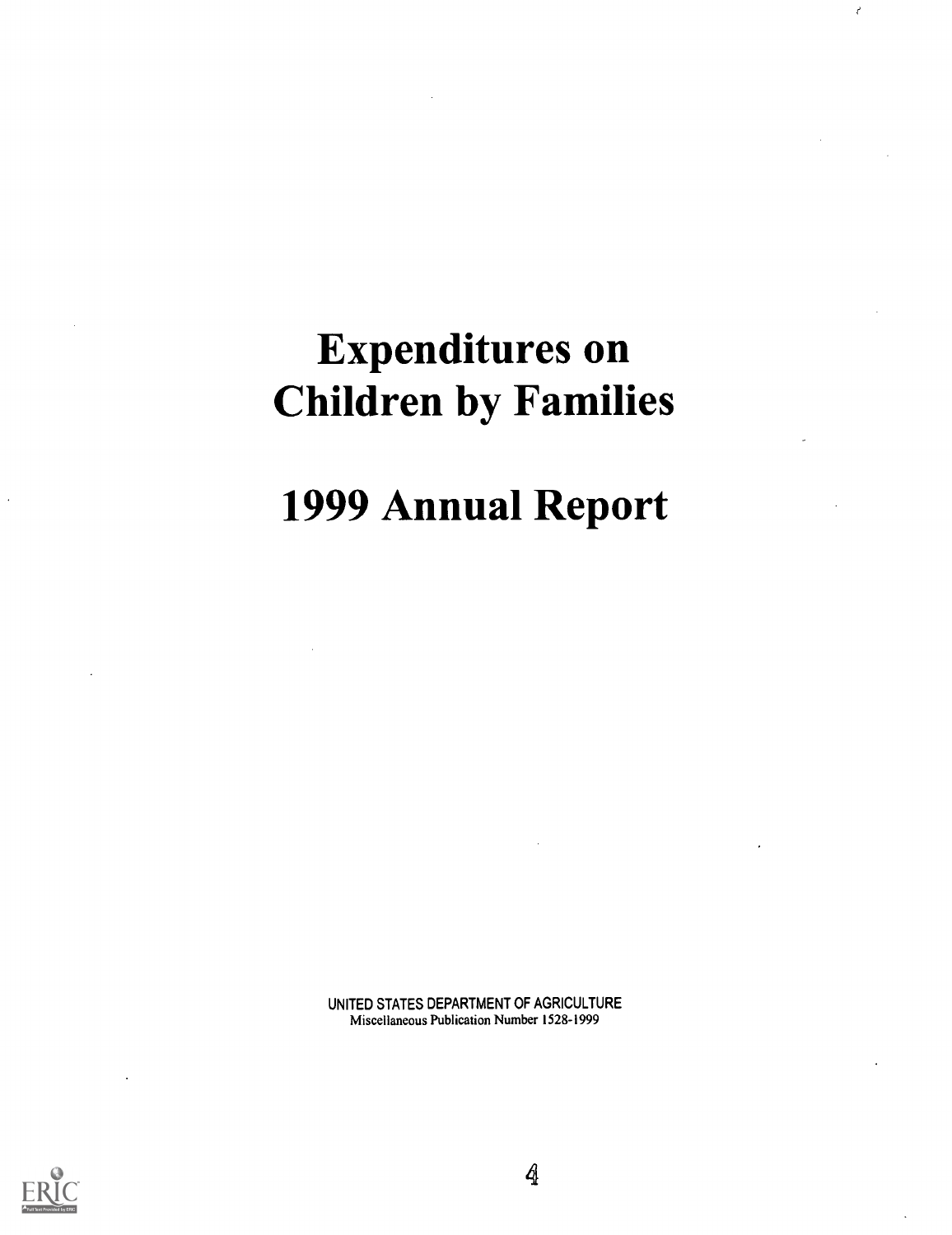# Expenditures on Children by Families

# 1999 Annual Report

UNITED STATES DEPARTMENT OF AGRICULTURE
Miscellaneous Publication Number 1528-1999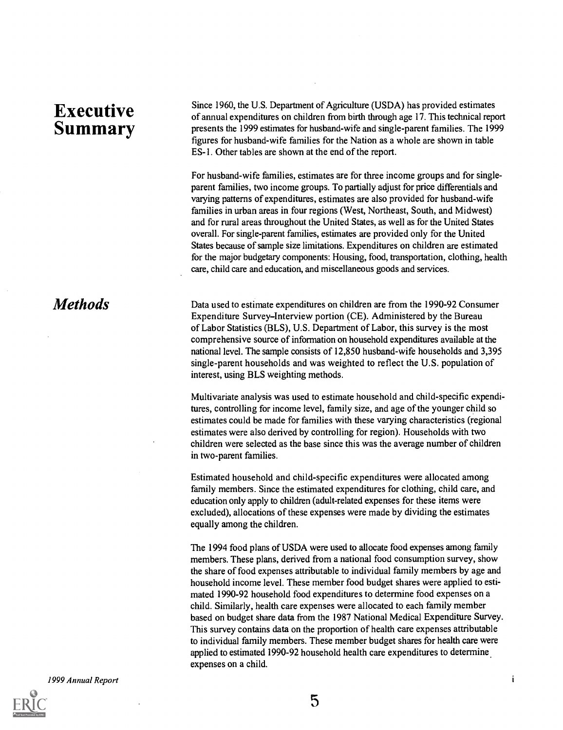# Executive Summary

Since 1960, the U.S. Department of Agriculture (USDA) has provided estimates of annual expenditures on children from birth through age 17. This technical report presents the 1999 estimates for husband-wife and single-parent families. The 1999 figures for husband-wife families for the Nation as a whole are shown in table ES-1. Other tables are shown at the end of the report.

For husband-wife families, estimates are for three income groups and for single-parent families, two income groups. To partially adjust for price differentials and varying patterns of expenditures, estimates are also provided for husband-wife families in urban areas in four regions (West, Northeast, South, and Midwest) and for rural areas throughout the United States, as well as for the United States overall. For single-parent families, estimates are provided only for the United States because of sample size limitations. Expenditures on children are estimated for the major budgetary components: Housing, food, transportation, clothing, health care, child care and education, and miscellaneous goods and services.

## *Methods*

Data used to estimate expenditures on children are from the 1990-92 Consumer Expenditure Survey–Interview portion (CE). Administered by the Bureau of Labor Statistics (BLS), U.S. Department of Labor, this survey is the most comprehensive source of information on household expenditures available at the national level. The sample consists of 12,850 husband-wife households and 3,395 single-parent households and was weighted to reflect the U.S. population of interest, using BLS weighting methods.

Multivariate analysis was used to estimate household and child-specific expenditures, controlling for income level, family size, and age of the younger child so estimates could be made for families with these varying characteristics (regional estimates were also derived by controlling for region). Households with two children were selected as the base since this was the average number of children in two-parent families.

Estimated household and child-specific expenditures were allocated among family members. Since the estimated expenditures for clothing, child care, and education only apply to children (adult-related expenses for these items were excluded), allocations of these expenses were made by dividing the estimates equally among the children.

The 1994 food plans of USDA were used to allocate food expenses among family members. These plans, derived from a national food consumption survey, show the share of food expenses attributable to individual family members by age and household income level. These member food budget shares were applied to estimated 1990-92 household food expenditures to determine food expenses on a child. Similarly, health care expenses were allocated to each family member based on budget share data from the 1987 National Medical Expenditure Survey. This survey contains data on the proportion of health care expenses attributable to individual family members. These member budget shares for health care were applied to estimated 1990-92 household health care expenditures to determine expenses on a child.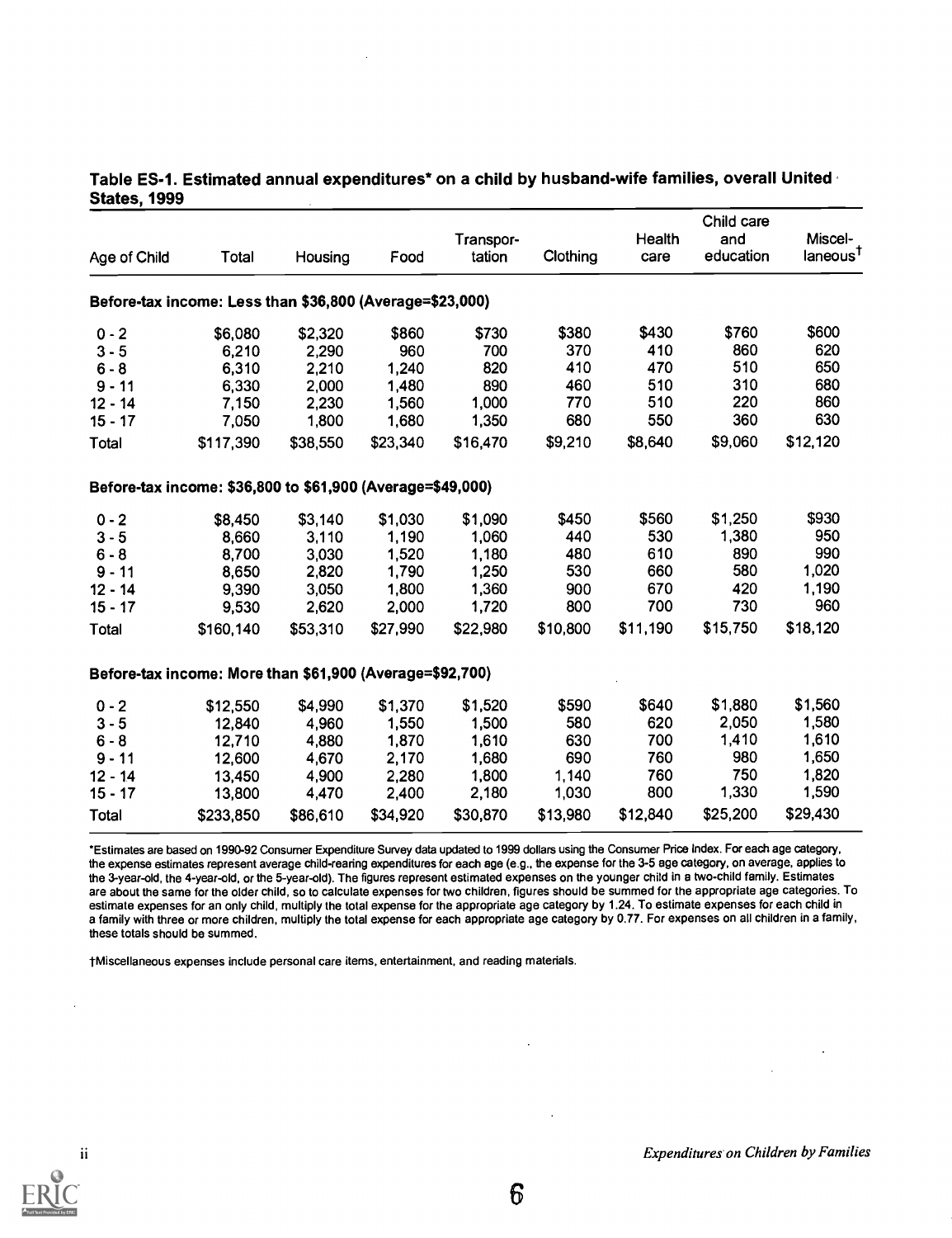**Table ES-1. Estimated annual expenditures* on a child by husband-wife families, overall United States, 1999**

| Age of Child | Total | Housing | Food | Transportation | Clothing | Health care | Child care and education | Miscellaneous† |
|---|---|---|---|---|---|---|---|---|
| **Before-tax income: Less than $36,800 (Average=$23,000)** | | | | | | | | |
| 0 - 2 | $6,080 | $2,320 | $860 | $730 | $380 | $430 | $760 | $600 |
| 3 - 5 | 6,210 | 2,290 | 960 | 700 | 370 | 410 | 860 | 620 |
| 6 - 8 | 6,310 | 2,210 | 1,240 | 820 | 410 | 470 | 510 | 650 |
| 9 - 11 | 6,330 | 2,000 | 1,480 | 890 | 460 | 510 | 310 | 680 |
| 12 - 14 | 7,150 | 2,230 | 1,560 | 1,000 | 770 | 510 | 220 | 860 |
| 15 - 17 | 7,050 | 1,800 | 1,680 | 1,350 | 680 | 550 | 360 | 630 |
| Total | $117,390 | $38,550 | $23,340 | $16,470 | $9,210 | $8,640 | $9,060 | $12,120 |
| **Before-tax income: $36,800 to $61,900 (Average=$49,000)** | | | | | | | | |
| 0 - 2 | $8,450 | $3,140 | $1,030 | $1,090 | $450 | $560 | $1,250 | $930 |
| 3 - 5 | 8,660 | 3,110 | 1,190 | 1,060 | 440 | 530 | 1,380 | 950 |
| 6 - 8 | 8,700 | 3,030 | 1,520 | 1,180 | 480 | 610 | 890 | 990 |
| 9 - 11 | 8,650 | 2,820 | 1,790 | 1,250 | 530 | 660 | 580 | 1,020 |
| 12 - 14 | 9,390 | 3,050 | 1,800 | 1,360 | 900 | 670 | 420 | 1,190 |
| 15 - 17 | 9,530 | 2,620 | 2,000 | 1,720 | 800 | 700 | 730 | 960 |
| Total | $160,140 | $53,310 | $27,990 | $22,980 | $10,800 | $11,190 | $15,750 | $18,120 |
| **Before-tax income: More than $61,900 (Average=$92,700)** | | | | | | | | |
| 0 - 2 | $12,550 | $4,990 | $1,370 | $1,520 | $590 | $640 | $1,880 | $1,560 |
| 3 - 5 | 12,840 | 4,960 | 1,550 | 1,500 | 580 | 620 | 2,050 | 1,580 |
| 6 - 8 | 12,710 | 4,880 | 1,870 | 1,610 | 630 | 700 | 1,410 | 1,610 |
| 9 - 11 | 12,600 | 4,670 | 2,170 | 1,680 | 690 | 760 | 980 | 1,650 |
| 12 - 14 | 13,450 | 4,900 | 2,280 | 1,800 | 1,140 | 760 | 750 | 1,820 |
| 15 - 17 | 13,800 | 4,470 | 2,400 | 2,180 | 1,030 | 800 | 1,330 | 1,590 |
| Total | $233,850 | $86,610 | $34,920 | $30,870 | $13,980 | $12,840 | $25,200 | $29,430 |

*Estimates are based on 1990-92 Consumer Expenditure Survey data updated to 1999 dollars using the Consumer Price Index. For each age category, the expense estimates represent average child-rearing expenditures for each age (e.g., the expense for the 3-5 age category, on average, applies to the 3-year-old, the 4-year-old, or the 5-year-old). The figures represent estimated expenses on the younger child in a two-child family. Estimates are about the same for the older child, so to calculate expenses for two children, figures should be summed for the appropriate age categories. To estimate expenses for an only child, multiply the total expense for the appropriate age category by 1.24. To estimate expenses for each child in a family with three or more children, multiply the total expense for each appropriate age category by 0.77. For expenses on all children in a family, these totals should be summed.

†Miscellaneous expenses include personal care items, entertainment, and reading materials.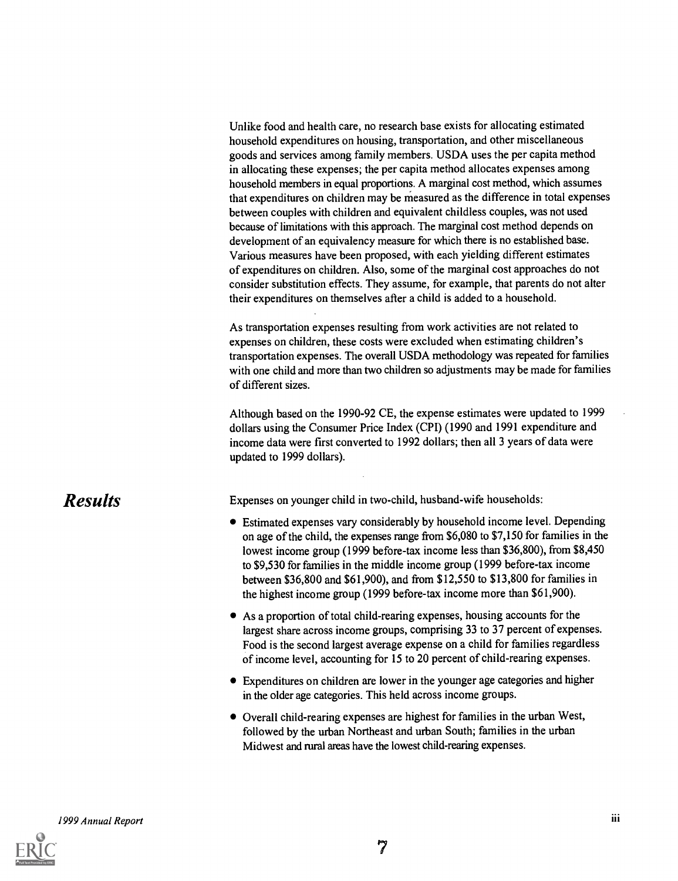Unlike food and health care, no research base exists for allocating estimated household expenditures on housing, transportation, and other miscellaneous goods and services among family members. USDA uses the per capita method in allocating these expenses; the per capita method allocates expenses among household members in equal proportions. A marginal cost method, which assumes that expenditures on children may be measured as the difference in total expenses between couples with children and equivalent childless couples, was not used because of limitations with this approach. The marginal cost method depends on development of an equivalency measure for which there is no established base. Various measures have been proposed, with each yielding different estimates of expenditures on children. Also, some of the marginal cost approaches do not consider substitution effects. They assume, for example, that parents do not alter their expenditures on themselves after a child is added to a household.

As transportation expenses resulting from work activities are not related to expenses on children, these costs were excluded when estimating children's transportation expenses. The overall USDA methodology was repeated for families with one child and more than two children so adjustments may be made for families of different sizes.

Although based on the 1990-92 CE, the expense estimates were updated to 1999 dollars using the Consumer Price Index (CPI) (1990 and 1991 expenditure and income data were first converted to 1992 dollars; then all 3 years of data were updated to 1999 dollars).

## *Results*

Expenses on younger child in two-child, husband-wife households:

- Estimated expenses vary considerably by household income level. Depending on age of the child, the expenses range from $6,080 to $7,150 for families in the lowest income group (1999 before-tax income less than $36,800), from $8,450 to $9,530 for families in the middle income group (1999 before-tax income between $36,800 and $61,900), and from $12,550 to $13,800 for families in the highest income group (1999 before-tax income more than $61,900).
- As a proportion of total child-rearing expenses, housing accounts for the largest share across income groups, comprising 33 to 37 percent of expenses. Food is the second largest average expense on a child for families regardless of income level, accounting for 15 to 20 percent of child-rearing expenses.
- Expenditures on children are lower in the younger age categories and higher in the older age categories. This held across income groups.
- Overall child-rearing expenses are highest for families in the urban West, followed by the urban Northeast and urban South; families in the urban Midwest and rural areas have the lowest child-rearing expenses.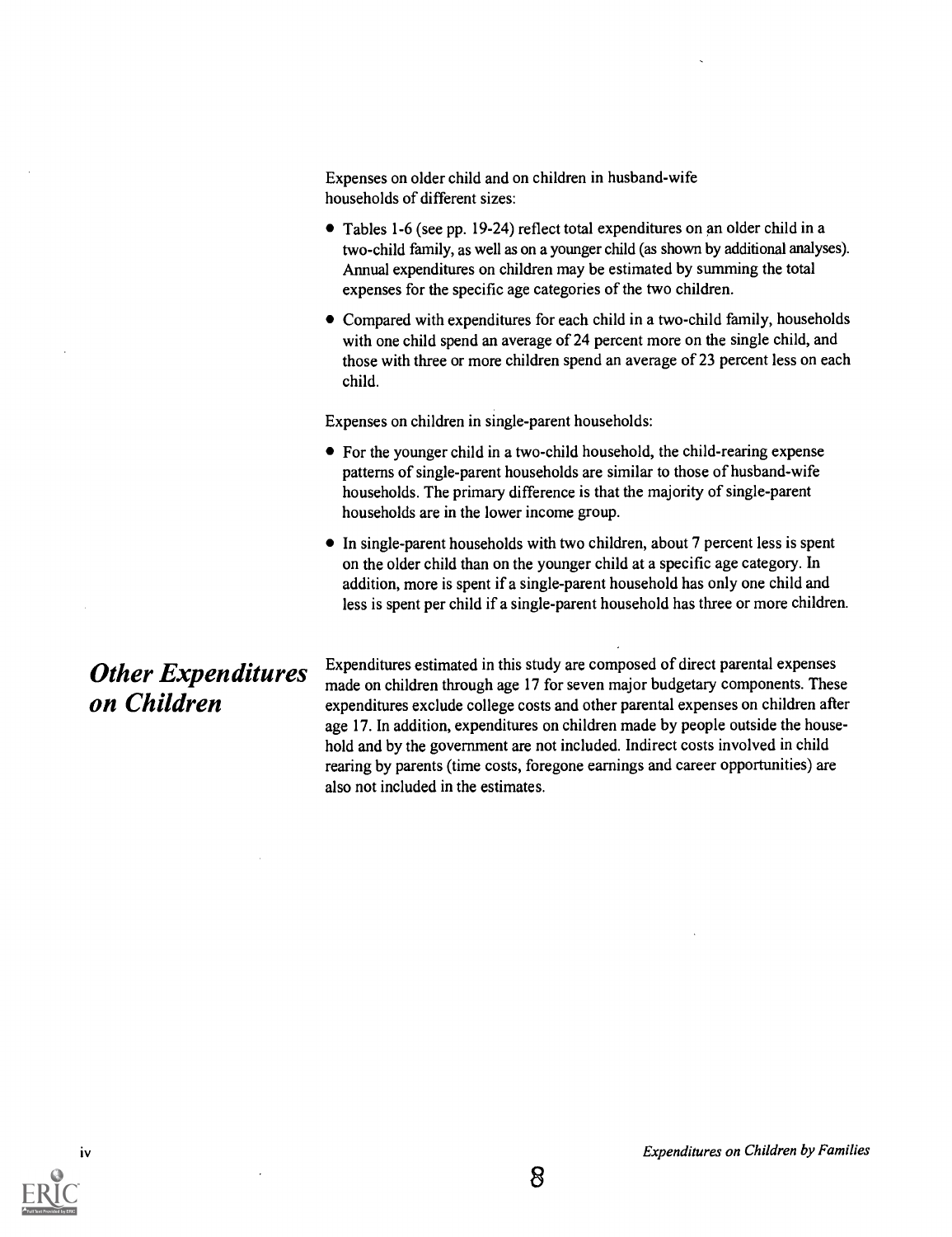Expenses on older child and on children in husband-wife households of different sizes:

- Tables 1-6 (see pp. 19-24) reflect total expenditures on an older child in a two-child family, as well as on a younger child (as shown by additional analyses). Annual expenditures on children may be estimated by summing the total expenses for the specific age categories of the two children.
- Compared with expenditures for each child in a two-child family, households with one child spend an average of 24 percent more on the single child, and those with three or more children spend an average of 23 percent less on each child.

Expenses on children in single-parent households:

- For the younger child in a two-child household, the child-rearing expense patterns of single-parent households are similar to those of husband-wife households. The primary difference is that the majority of single-parent households are in the lower income group.
- In single-parent households with two children, about 7 percent less is spent on the older child than on the younger child at a specific age category. In addition, more is spent if a single-parent household has only one child and less is spent per child if a single-parent household has three or more children.

## *Other Expenditures on Children*

Expenditures estimated in this study are composed of direct parental expenses made on children through age 17 for seven major budgetary components. These expenditures exclude college costs and other parental expenses on children after age 17. In addition, expenditures on children made by people outside the household and by the government are not included. Indirect costs involved in child rearing by parents (time costs, foregone earnings and career opportunities) are also not included in the estimates.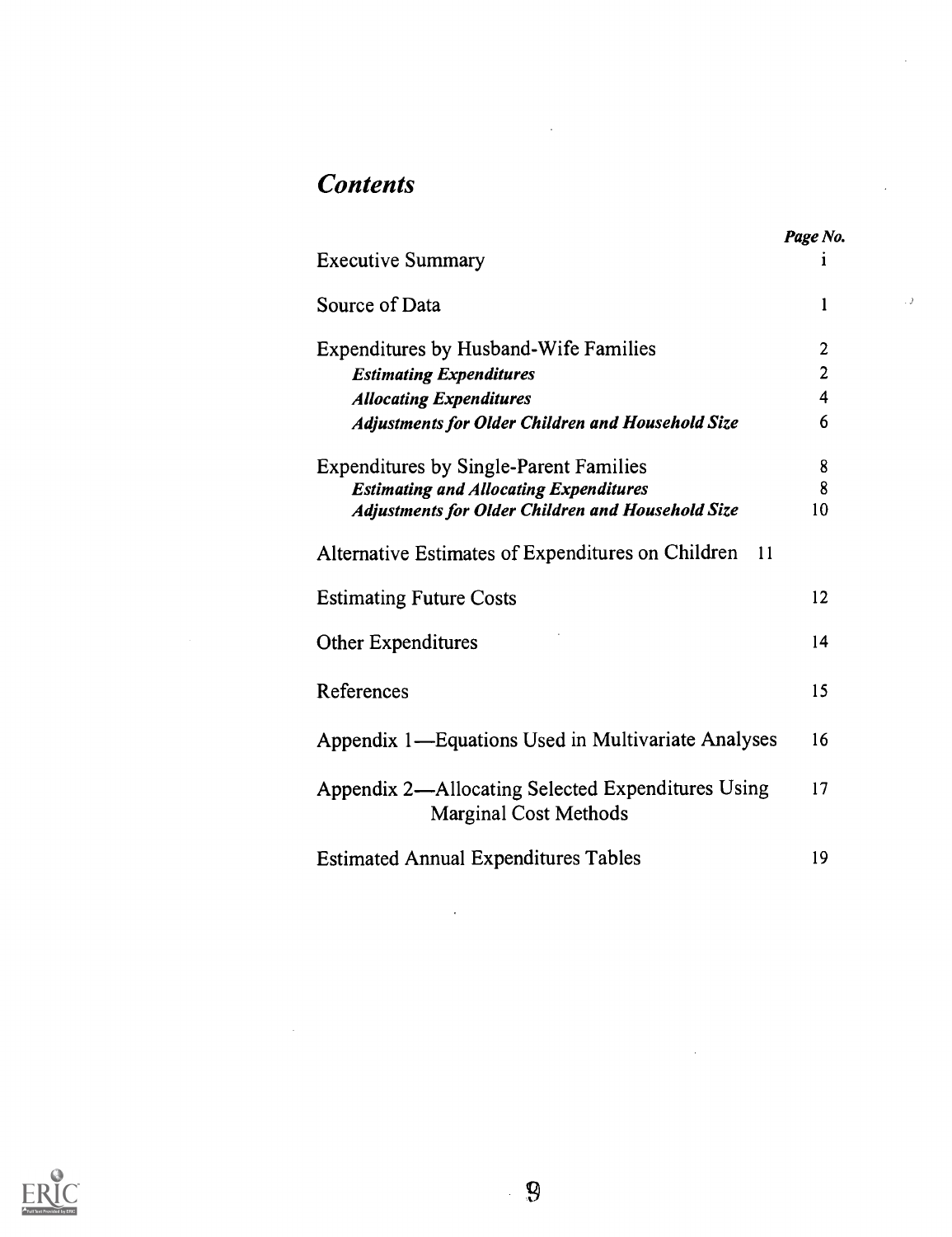## *Contents*

| | *Page No.* |
|---|---|
| Executive Summary | i |
| Source of Data | 1 |
| Expenditures by Husband-Wife Families | 2 |
| ***Estimating Expenditures*** | 2 |
| ***Allocating Expenditures*** | 4 |
| ***Adjustments for Older Children and Household Size*** | 6 |
| Expenditures by Single-Parent Families | 8 |
| ***Estimating and Allocating Expenditures*** | 8 |
| ***Adjustments for Older Children and Household Size*** | 10 |
| Alternative Estimates of Expenditures on Children | 11 |
| Estimating Future Costs | 12 |
| Other Expenditures | 14 |
| References | 15 |
| Appendix 1—Equations Used in Multivariate Analyses | 16 |
| Appendix 2—Allocating Selected Expenditures Using Marginal Cost Methods | 17 |
| Estimated Annual Expenditures Tables | 19 |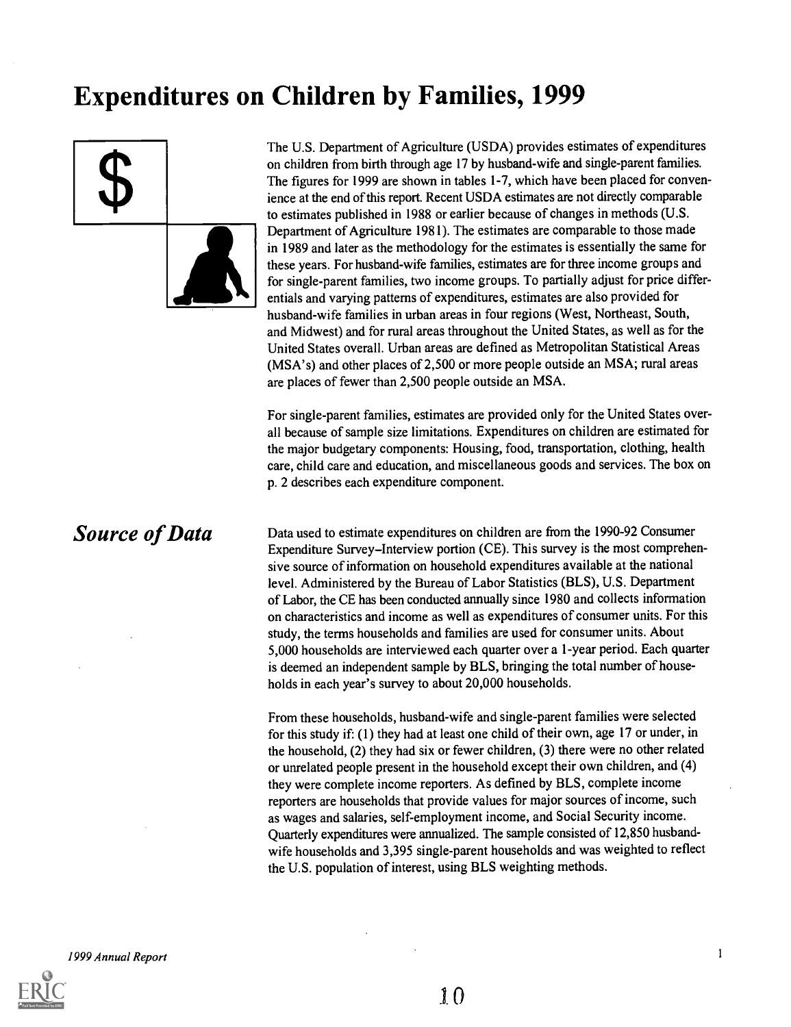# Expenditures on Children by Families, 1999

The U.S. Department of Agriculture (USDA) provides estimates of expenditures on children from birth through age 17 by husband-wife and single-parent families. The figures for 1999 are shown in tables 1-7, which have been placed for convenience at the end of this report. Recent USDA estimates are not directly comparable to estimates published in 1988 or earlier because of changes in methods (U.S. Department of Agriculture 1981). The estimates are comparable to those made in 1989 and later as the methodology for the estimates is essentially the same for these years. For husband-wife families, estimates are for three income groups and for single-parent families, two income groups. To partially adjust for price differentials and varying patterns of expenditures, estimates are also provided for husband-wife families in urban areas in four regions (West, Northeast, South, and Midwest) and for rural areas throughout the United States, as well as for the United States overall. Urban areas are defined as Metropolitan Statistical Areas (MSA's) and other places of 2,500 or more people outside an MSA; rural areas are places of fewer than 2,500 people outside an MSA.

For single-parent families, estimates are provided only for the United States overall because of sample size limitations. Expenditures on children are estimated for the major budgetary components: Housing, food, transportation, clothing, health care, child care and education, and miscellaneous goods and services. The box on p. 2 describes each expenditure component.

## *Source of Data*

Data used to estimate expenditures on children are from the 1990-92 Consumer Expenditure Survey–Interview portion (CE). This survey is the most comprehensive source of information on household expenditures available at the national level. Administered by the Bureau of Labor Statistics (BLS), U.S. Department of Labor, the CE has been conducted annually since 1980 and collects information on characteristics and income as well as expenditures of consumer units. For this study, the terms households and families are used for consumer units. About 5,000 households are interviewed each quarter over a 1-year period. Each quarter is deemed an independent sample by BLS, bringing the total number of households in each year's survey to about 20,000 households.

From these households, husband-wife and single-parent families were selected for this study if: (1) they had at least one child of their own, age 17 or under, in the household, (2) they had six or fewer children, (3) there were no other related or unrelated people present in the household except their own children, and (4) they were complete income reporters. As defined by BLS, complete income reporters are households that provide values for major sources of income, such as wages and salaries, self-employment income, and Social Security income. Quarterly expenditures were annualized. The sample consisted of 12,850 husband-wife households and 3,395 single-parent households and was weighted to reflect the U.S. population of interest, using BLS weighting methods.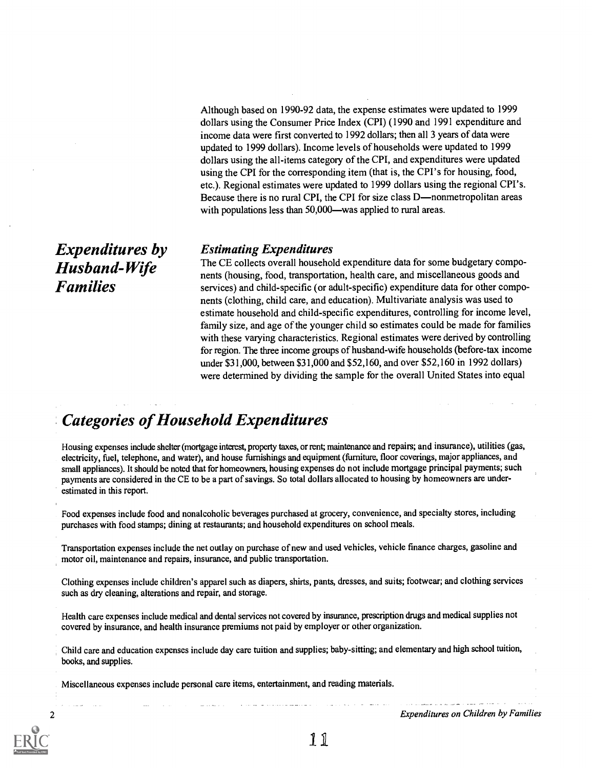Although based on 1990-92 data, the expense estimates were updated to 1999 dollars using the Consumer Price Index (CPI) (1990 and 1991 expenditure and income data were first converted to 1992 dollars; then all 3 years of data were updated to 1999 dollars). Income levels of households were updated to 1999 dollars using the all-items category of the CPI, and expenditures were updated using the CPI for the corresponding item (that is, the CPI's for housing, food, etc.). Regional estimates were updated to 1999 dollars using the regional CPI's. Because there is no rural CPI, the CPI for size class D—nonmetropolitan areas with populations less than 50,000—was applied to rural areas.

## *Expenditures by Husband-Wife Families*

### *Estimating Expenditures*

The CE collects overall household expenditure data for some budgetary components (housing, food, transportation, health care, and miscellaneous goods and services) and child-specific (or adult-specific) expenditure data for other components (clothing, child care, and education). Multivariate analysis was used to estimate household and child-specific expenditures, controlling for income level, family size, and age of the younger child so estimates could be made for families with these varying characteristics. Regional estimates were derived by controlling for region. The three income groups of husband-wife households (before-tax income under $31,000, between $31,000 and $52,160, and over $52,160 in 1992 dollars) were determined by dividing the sample for the overall United States into equal

## *Categories of Household Expenditures*

Housing expenses include shelter (mortgage interest, property taxes, or rent; maintenance and repairs; and insurance), utilities (gas, electricity, fuel, telephone, and water), and house furnishings and equipment (furniture, floor coverings, major appliances, and small appliances). It should be noted that for homeowners, housing expenses do not include mortgage principal payments; such payments are considered in the CE to be a part of savings. So total dollars allocated to housing by homeowners are underestimated in this report.

Food expenses include food and nonalcoholic beverages purchased at grocery, convenience, and specialty stores, including purchases with food stamps; dining at restaurants; and household expenditures on school meals.

Transportation expenses include the net outlay on purchase of new and used vehicles, vehicle finance charges, gasoline and motor oil, maintenance and repairs, insurance, and public transportation.

Clothing expenses include children's apparel such as diapers, shirts, pants, dresses, and suits; footwear; and clothing services such as dry cleaning, alterations and repair, and storage.

Health care expenses include medical and dental services not covered by insurance, prescription drugs and medical supplies not covered by insurance, and health insurance premiums not paid by employer or other organization.

Child care and education expenses include day care tuition and supplies; baby-sitting; and elementary and high school tuition, books, and supplies.

Miscellaneous expenses include personal care items, entertainment, and reading materials.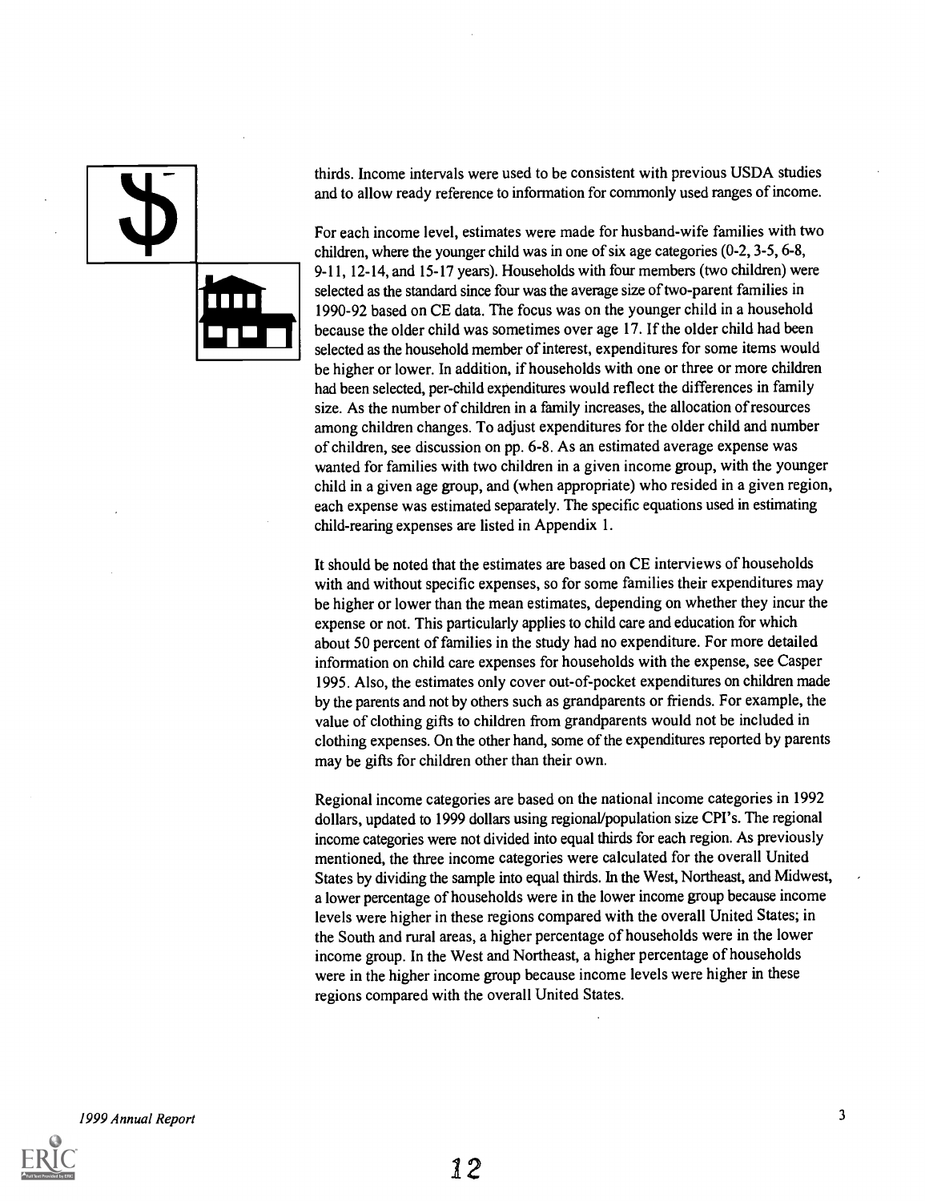thirds. Income intervals were used to be consistent with previous USDA studies and to allow ready reference to information for commonly used ranges of income.

For each income level, estimates were made for husband-wife families with two children, where the younger child was in one of six age categories (0-2, 3-5, 6-8, 9-11, 12-14, and 15-17 years). Households with four members (two children) were selected as the standard since four was the average size of two-parent families in 1990-92 based on CE data. The focus was on the younger child in a household because the older child was sometimes over age 17. If the older child had been selected as the household member of interest, expenditures for some items would be higher or lower. In addition, if households with one or three or more children had been selected, per-child expenditures would reflect the differences in family size. As the number of children in a family increases, the allocation of resources among children changes. To adjust expenditures for the older child and number of children, see discussion on pp. 6-8. As an estimated average expense was wanted for families with two children in a given income group, with the younger child in a given age group, and (when appropriate) who resided in a given region, each expense was estimated separately. The specific equations used in estimating child-rearing expenses are listed in Appendix 1.

It should be noted that the estimates are based on CE interviews of households with and without specific expenses, so for some families their expenditures may be higher or lower than the mean estimates, depending on whether they incur the expense or not. This particularly applies to child care and education for which about 50 percent of families in the study had no expenditure. For more detailed information on child care expenses for households with the expense, see Casper 1995. Also, the estimates only cover out-of-pocket expenditures on children made by the parents and not by others such as grandparents or friends. For example, the value of clothing gifts to children from grandparents would not be included in clothing expenses. On the other hand, some of the expenditures reported by parents may be gifts for children other than their own.

Regional income categories are based on the national income categories in 1992 dollars, updated to 1999 dollars using regional/population size CPI's. The regional income categories were not divided into equal thirds for each region. As previously mentioned, the three income categories were calculated for the overall United States by dividing the sample into equal thirds. In the West, Northeast, and Midwest, a lower percentage of households were in the lower income group because income levels were higher in these regions compared with the overall United States; in the South and rural areas, a higher percentage of households were in the lower income group. In the West and Northeast, a higher percentage of households were in the higher income group because income levels were higher in these regions compared with the overall United States.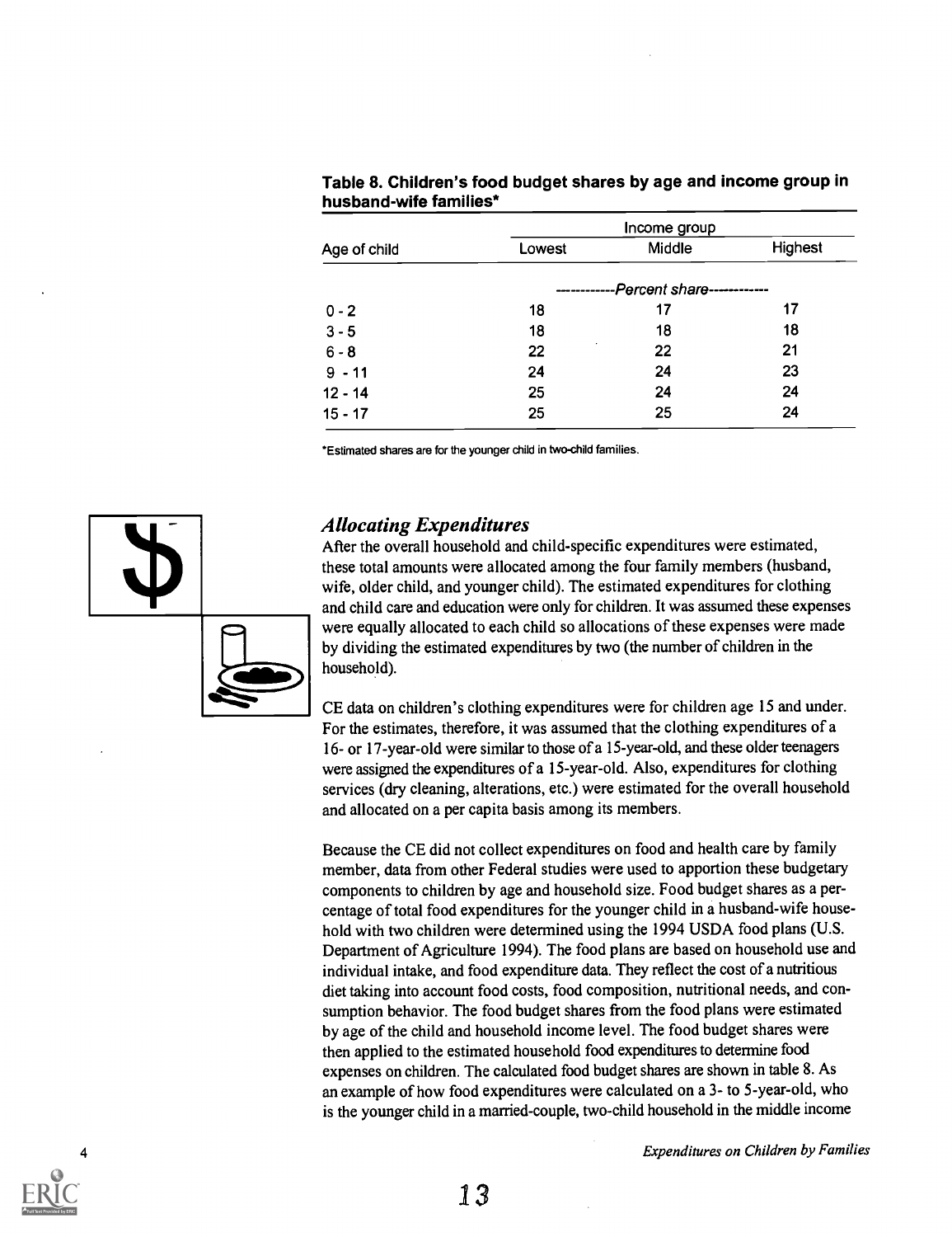**Table 8. Children's food budget shares by age and income group in husband-wife families***

| Age of child | Income group | | |
|---|---|---|---|
| | Lowest | Middle | Highest |
| | ------------Percent share------------ | | |
| 0 - 2 | 18 | 17 | 17 |
| 3 - 5 | 18 | 18 | 18 |
| 6 - 8 | 22 | 22 | 21 |
| 9 - 11 | 24 | 24 | 23 |
| 12 - 14 | 25 | 24 | 24 |
| 15 - 17 | 25 | 25 | 24 |

*Estimated shares are for the younger child in two-child families.

## *Allocating Expenditures*

After the overall household and child-specific expenditures were estimated, these total amounts were allocated among the four family members (husband, wife, older child, and younger child). The estimated expenditures for clothing and child care and education were only for children. It was assumed these expenses were equally allocated to each child so allocations of these expenses were made by dividing the estimated expenditures by two (the number of children in the household).

CE data on children's clothing expenditures were for children age 15 and under. For the estimates, therefore, it was assumed that the clothing expenditures of a 16- or 17-year-old were similar to those of a 15-year-old, and these older teenagers were assigned the expenditures of a 15-year-old. Also, expenditures for clothing services (dry cleaning, alterations, etc.) were estimated for the overall household and allocated on a per capita basis among its members.

Because the CE did not collect expenditures on food and health care by family member, data from other Federal studies were used to apportion these budgetary components to children by age and household size. Food budget shares as a percentage of total food expenditures for the younger child in a husband-wife household with two children were determined using the 1994 USDA food plans (U.S. Department of Agriculture 1994). The food plans are based on household use and individual intake, and food expenditure data. They reflect the cost of a nutritious diet taking into account food costs, food composition, nutritional needs, and consumption behavior. The food budget shares from the food plans were estimated by age of the child and household income level. The food budget shares were then applied to the estimated household food expenditures to determine food expenses on children. The calculated food budget shares are shown in table 8. As an example of how food expenditures were calculated on a 3- to 5-year-old, who is the younger child in a married-couple, two-child household in the middle income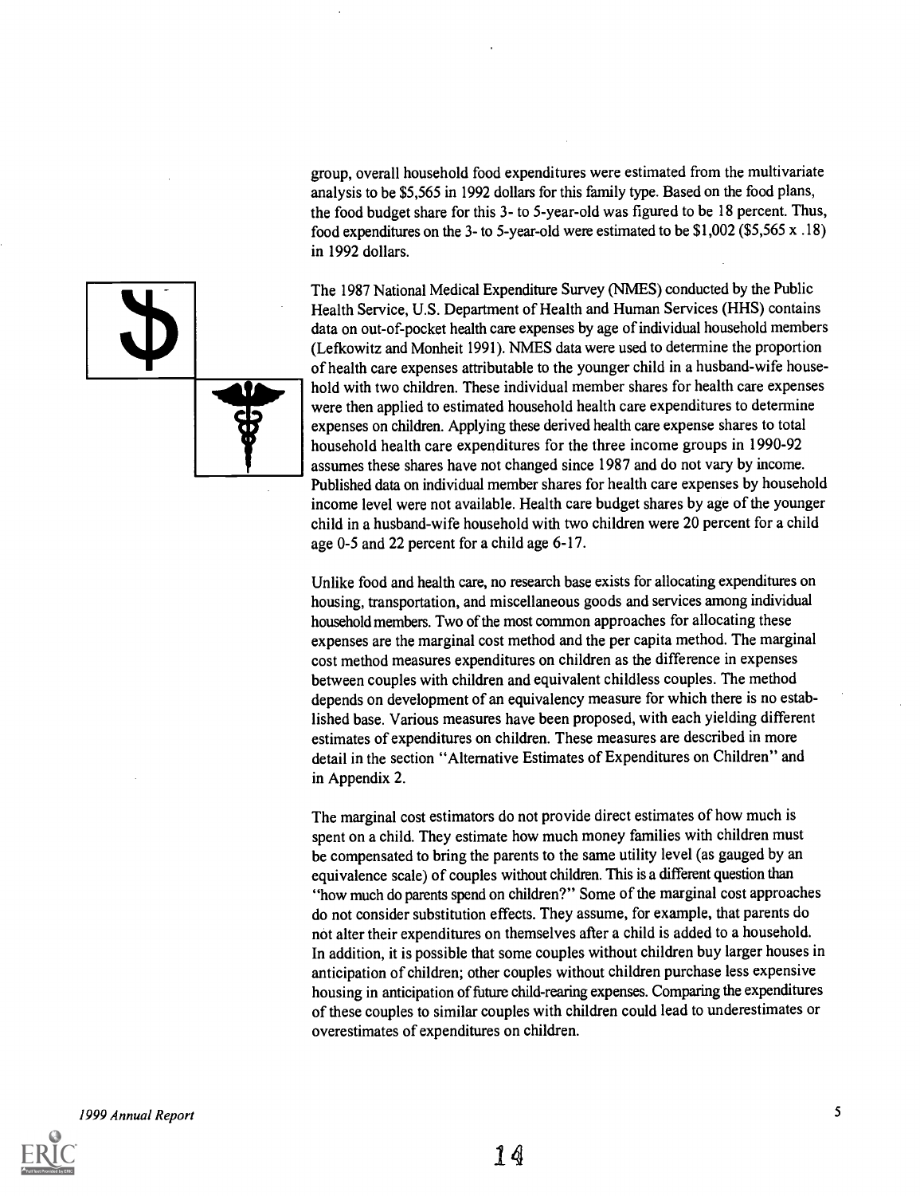group, overall household food expenditures were estimated from the multivariate analysis to be $5,565 in 1992 dollars for this family type. Based on the food plans, the food budget share for this 3- to 5-year-old was figured to be 18 percent. Thus, food expenditures on the 3- to 5-year-old were estimated to be $1,002 ($5,565 x .18) in 1992 dollars.

The 1987 National Medical Expenditure Survey (NMES) conducted by the Public Health Service, U.S. Department of Health and Human Services (HHS) contains data on out-of-pocket health care expenses by age of individual household members (Lefkowitz and Monheit 1991). NMES data were used to determine the proportion of health care expenses attributable to the younger child in a husband-wife household with two children. These individual member shares for health care expenses were then applied to estimated household health care expenditures to determine expenses on children. Applying these derived health care expense shares to total household health care expenditures for the three income groups in 1990-92 assumes these shares have not changed since 1987 and do not vary by income. Published data on individual member shares for health care expenses by household income level were not available. Health care budget shares by age of the younger child in a husband-wife household with two children were 20 percent for a child age 0-5 and 22 percent for a child age 6-17.

Unlike food and health care, no research base exists for allocating expenditures on housing, transportation, and miscellaneous goods and services among individual household members. Two of the most common approaches for allocating these expenses are the marginal cost method and the per capita method. The marginal cost method measures expenditures on children as the difference in expenses between couples with children and equivalent childless couples. The method depends on development of an equivalency measure for which there is no established base. Various measures have been proposed, with each yielding different estimates of expenditures on children. These measures are described in more detail in the section "Alternative Estimates of Expenditures on Children" and in Appendix 2.

The marginal cost estimators do not provide direct estimates of how much is spent on a child. They estimate how much money families with children must be compensated to bring the parents to the same utility level (as gauged by an equivalence scale) of couples without children. This is a different question than "how much do parents spend on children?" Some of the marginal cost approaches do not consider substitution effects. They assume, for example, that parents do not alter their expenditures on themselves after a child is added to a household. In addition, it is possible that some couples without children buy larger houses in anticipation of children; other couples without children purchase less expensive housing in anticipation of future child-rearing expenses. Comparing the expenditures of these couples to similar couples with children could lead to underestimates or overestimates of expenditures on children.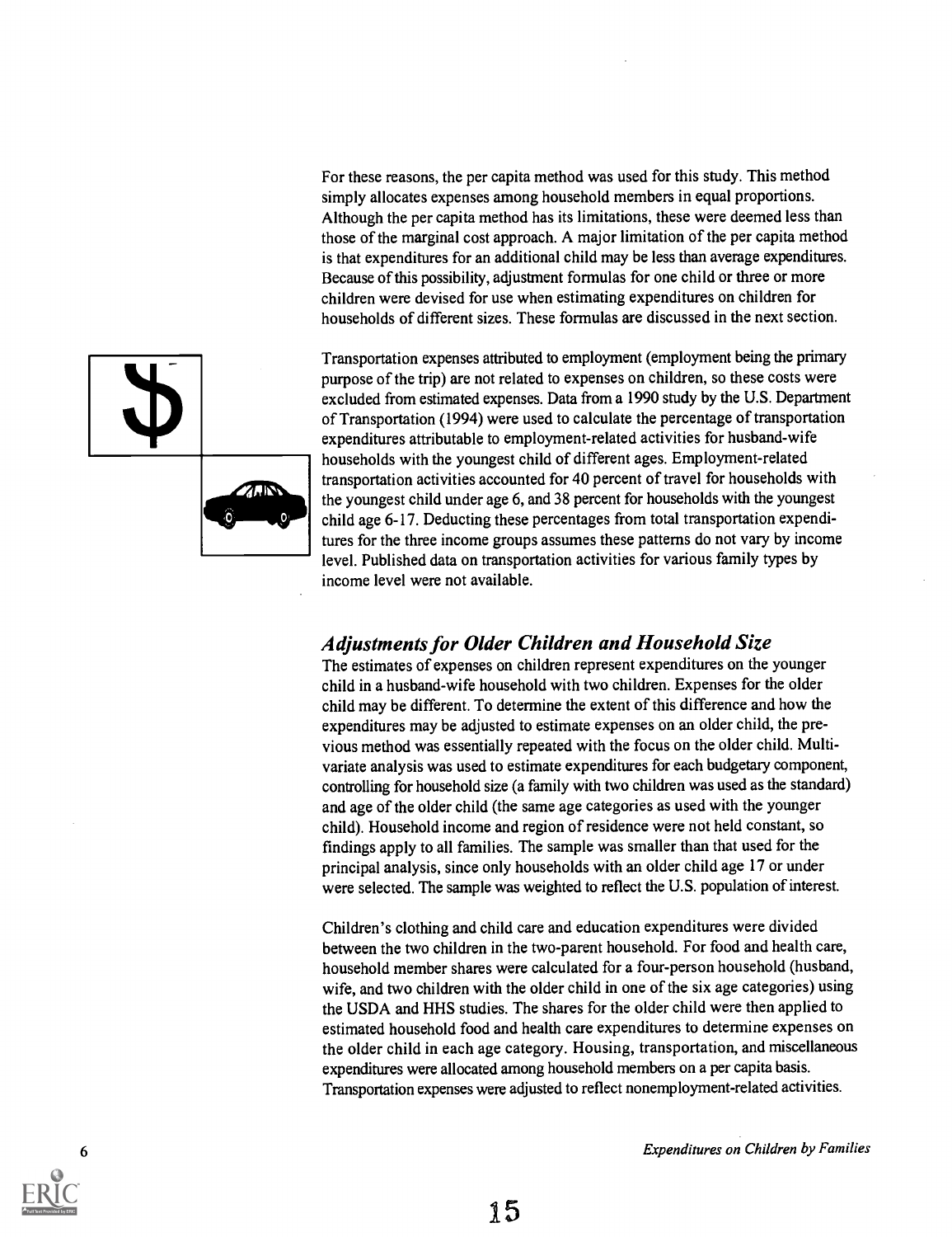For these reasons, the per capita method was used for this study. This method simply allocates expenses among household members in equal proportions. Although the per capita method has its limitations, these were deemed less than those of the marginal cost approach. A major limitation of the per capita method is that expenditures for an additional child may be less than average expenditures. Because of this possibility, adjustment formulas for one child or three or more children were devised for use when estimating expenditures on children for households of different sizes. These formulas are discussed in the next section.

Transportation expenses attributed to employment (employment being the primary purpose of the trip) are not related to expenses on children, so these costs were excluded from estimated expenses. Data from a 1990 study by the U.S. Department of Transportation (1994) were used to calculate the percentage of transportation expenditures attributable to employment-related activities for husband-wife households with the youngest child of different ages. Employment-related transportation activities accounted for 40 percent of travel for households with the youngest child under age 6, and 38 percent for households with the youngest child age 6-17. Deducting these percentages from total transportation expenditures for the three income groups assumes these patterns do not vary by income level. Published data on transportation activities for various family types by income level were not available.

## *Adjustments for Older Children and Household Size*

The estimates of expenses on children represent expenditures on the younger child in a husband-wife household with two children. Expenses for the older child may be different. To determine the extent of this difference and how the expenditures may be adjusted to estimate expenses on an older child, the previous method was essentially repeated with the focus on the older child. Multivariate analysis was used to estimate expenditures for each budgetary component, controlling for household size (a family with two children was used as the standard) and age of the older child (the same age categories as used with the younger child). Household income and region of residence were not held constant, so findings apply to all families. The sample was smaller than that used for the principal analysis, since only households with an older child age 17 or under were selected. The sample was weighted to reflect the U.S. population of interest.

Children's clothing and child care and education expenditures were divided between the two children in the two-parent household. For food and health care, household member shares were calculated for a four-person household (husband, wife, and two children with the older child in one of the six age categories) using the USDA and HHS studies. The shares for the older child were then applied to estimated household food and health care expenditures to determine expenses on the older child in each age category. Housing, transportation, and miscellaneous expenditures were allocated among household members on a per capita basis. Transportation expenses were adjusted to reflect nonemployment-related activities.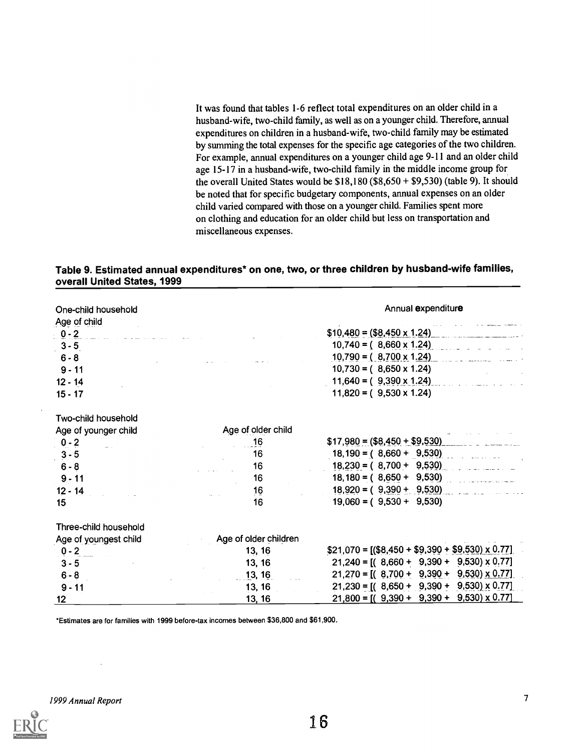It was found that tables 1-6 reflect total expenditures on an older child in a husband-wife, two-child family, as well as on a younger child. Therefore, annual expenditures on children in a husband-wife, two-child family may be estimated by summing the total expenses for the specific age categories of the two children. For example, annual expenditures on a younger child age 9-11 and an older child age 15-17 in a husband-wife, two-child family in the middle income group for the overall United States would be $18,180 ($8,650 + $9,530) (table 9). It should be noted that for specific budgetary components, annual expenses on an older child varied compared with those on a younger child. Families spent more on clothing and education for an older child but less on transportation and miscellaneous expenses.

**Table 9. Estimated annual expenditures* on one, two, or three children by husband-wife families, overall United States, 1999**

| One-child household | | Annual expenditure |
|---|---|---|
| Age of child | | |
| 0 - 2 | | $10,480 = ($8,450 x 1.24) |
| 3 - 5 | | 10,740 = ( 8,660 x 1.24) |
| 6 - 8 | | 10,790 = ( 8,700 x 1.24) |
| 9 - 11 | | 10,730 = ( 8,650 x 1.24) |
| 12 - 14 | | 11,640 = ( 9,390 x 1.24) |
| 15 - 17 | | 11,820 = ( 9,530 x 1.24) |
| **Two-child household** | | |
| Age of younger child | Age of older child | |
| 0 - 2 | 16 | $17,980 = ($8,450 + $9,530) |
| 3 - 5 | 16 | 18,190 = ( 8,660 + 9,530) |
| 6 - 8 | 16 | 18,230 = ( 8,700 + 9,530) |
| 9 - 11 | 16 | 18,180 = ( 8,650 + 9,530) |
| 12 - 14 | 16 | 18,920 = ( 9,390 + 9,530) |
| 15 | 16 | 19,060 = ( 9,530 + 9,530) |
| **Three-child household** | | |
| Age of youngest child | Age of older children | |
| 0 - 2 | 13, 16 | $21,070 = [($8,450 + $9,390 + $9,530) x 0.77] |
| 3 - 5 | 13, 16 | 21,240 = [( 8,660 + 9,390 + 9,530) x 0.77] |
| 6 - 8 | 13, 16 | 21,270 = [( 8,700 + 9,390 + 9,530) x 0.77] |
| 9 - 11 | 13, 16 | 21,230 = [( 8,650 + 9,390 + 9,530) x 0.77] |
| 12 | 13, 16 | 21,800 = [( 9,390 + 9,390 + 9,530) x 0.77] |

*Estimates are for families with 1999 before-tax incomes between $36,800 and $61,900.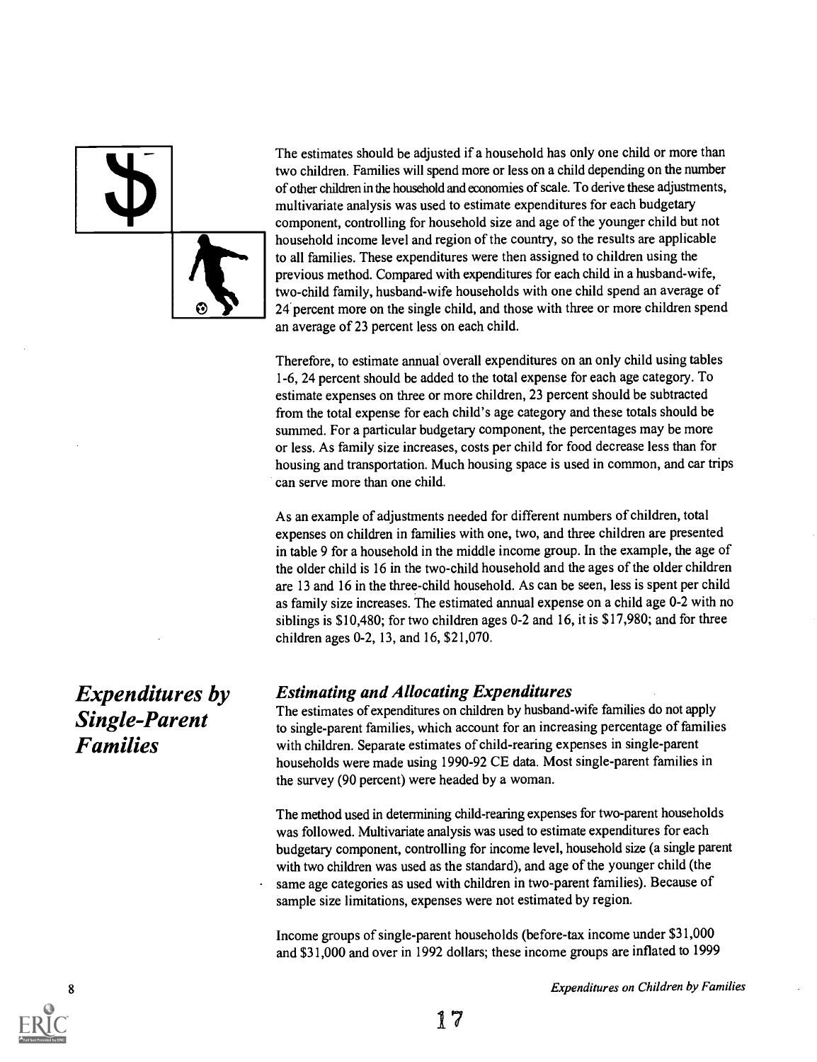The estimates should be adjusted if a household has only one child or more than two children. Families will spend more or less on a child depending on the number of other children in the household and economies of scale. To derive these adjustments, multivariate analysis was used to estimate expenditures for each budgetary component, controlling for household size and age of the younger child but not household income level and region of the country, so the results are applicable to all families. These expenditures were then assigned to children using the previous method. Compared with expenditures for each child in a husband-wife, two-child family, husband-wife households with one child spend an average of 24 percent more on the single child, and those with three or more children spend an average of 23 percent less on each child.

Therefore, to estimate annual overall expenditures on an only child using tables 1-6, 24 percent should be added to the total expense for each age category. To estimate expenses on three or more children, 23 percent should be subtracted from the total expense for each child's age category and these totals should be summed. For a particular budgetary component, the percentages may be more or less. As family size increases, costs per child for food decrease less than for housing and transportation. Much housing space is used in common, and car trips can serve more than one child.

As an example of adjustments needed for different numbers of children, total expenses on children in families with one, two, and three children are presented in table 9 for a household in the middle income group. In the example, the age of the older child is 16 in the two-child household and the ages of the older children are 13 and 16 in the three-child household. As can be seen, less is spent per child as family size increases. The estimated annual expense on a child age 0-2 with no siblings is $10,480; for two children ages 0-2 and 16, it is $17,980; and for three children ages 0-2, 13, and 16, $21,070.

## *Expenditures by Single-Parent Families*

### *Estimating and Allocating Expenditures*

The estimates of expenditures on children by husband-wife families do not apply to single-parent families, which account for an increasing percentage of families with children. Separate estimates of child-rearing expenses in single-parent households were made using 1990-92 CE data. Most single-parent families in the survey (90 percent) were headed by a woman.

The method used in determining child-rearing expenses for two-parent households was followed. Multivariate analysis was used to estimate expenditures for each budgetary component, controlling for income level, household size (a single parent with two children was used as the standard), and age of the younger child (the same age categories as used with children in two-parent families). Because of sample size limitations, expenses were not estimated by region.

Income groups of single-parent households (before-tax income under $31,000 and $31,000 and over in 1992 dollars; these income groups are inflated to 1999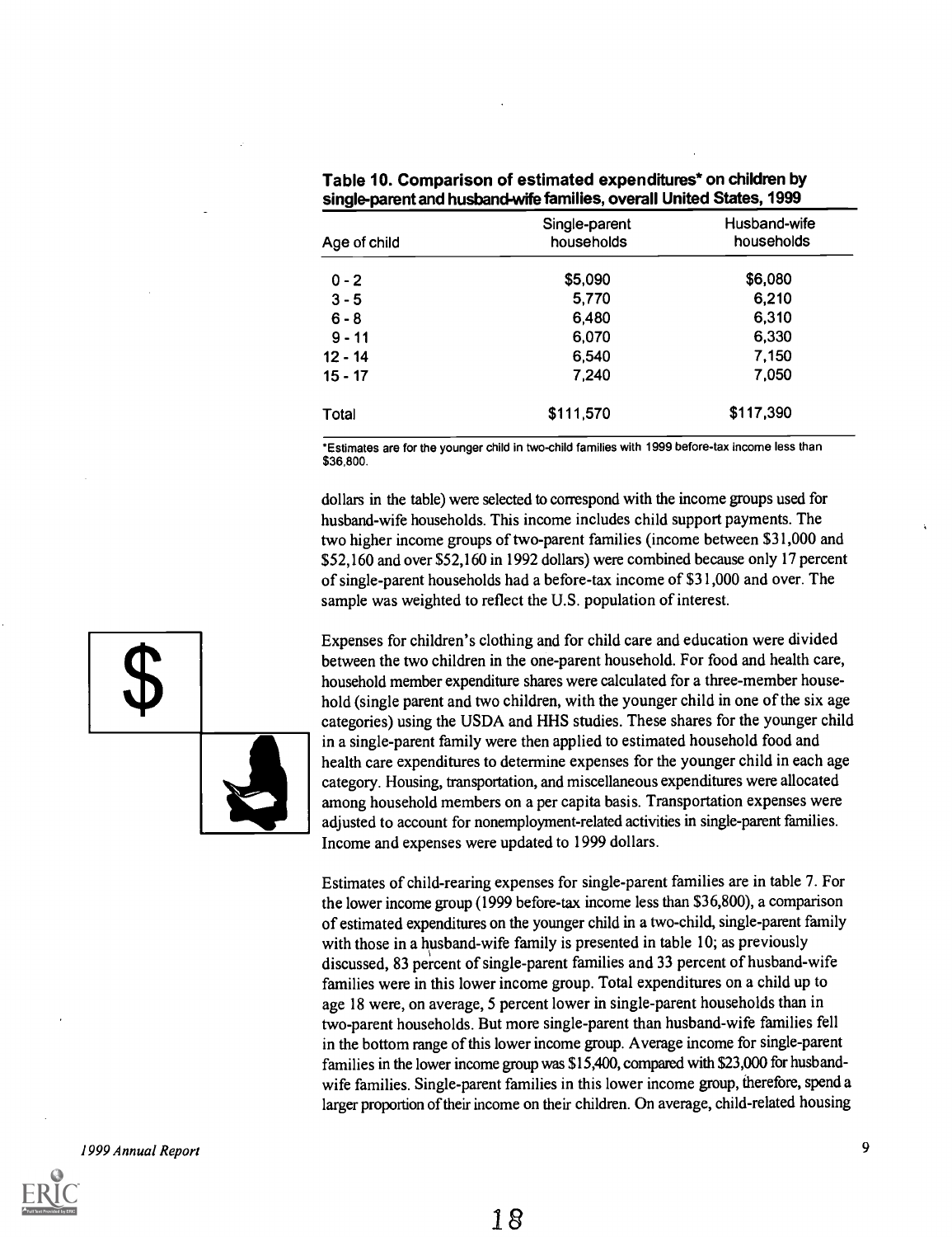**Table 10. Comparison of estimated expenditures* on children by single-parent and husband-wife families, overall United States, 1999**

| Age of child | Single-parent households | Husband-wife households |
|---|---|---|
| 0 - 2 | $5,090 | $6,080 |
| 3 - 5 | 5,770 | 6,210 |
| 6 - 8 | 6,480 | 6,310 |
| 9 - 11 | 6,070 | 6,330 |
| 12 - 14 | 6,540 | 7,150 |
| 15 - 17 | 7,240 | 7,050 |
| Total | $111,570 | $117,390 |

*Estimates are for the younger child in two-child families with 1999 before-tax income less than $36,800.

dollars in the table) were selected to correspond with the income groups used for husband-wife households. This income includes child support payments. The two higher income groups of two-parent families (income between $31,000 and $52,160 and over $52,160 in 1992 dollars) were combined because only 17 percent of single-parent households had a before-tax income of $31,000 and over. The sample was weighted to reflect the U.S. population of interest.

Expenses for children's clothing and for child care and education were divided between the two children in the one-parent household. For food and health care, household member expenditure shares were calculated for a three-member household (single parent and two children, with the younger child in one of the six age categories) using the USDA and HHS studies. These shares for the younger child in a single-parent family were then applied to estimated household food and health care expenditures to determine expenses for the younger child in each age category. Housing, transportation, and miscellaneous expenditures were allocated among household members on a per capita basis. Transportation expenses were adjusted to account for nonemployment-related activities in single-parent families. Income and expenses were updated to 1999 dollars.

Estimates of child-rearing expenses for single-parent families are in table 7. For the lower income group (1999 before-tax income less than $36,800), a comparison of estimated expenditures on the younger child in a two-child, single-parent family with those in a husband-wife family is presented in table 10; as previously discussed, 83 percent of single-parent families and 33 percent of husband-wife families were in this lower income group. Total expenditures on a child up to age 18 were, on average, 5 percent lower in single-parent households than in two-parent households. But more single-parent than husband-wife families fell in the bottom range of this lower income group. Average income for single-parent families in the lower income group was $15,400, compared with $23,000 for husband-wife families. Single-parent families in this lower income group, therefore, spend a larger proportion of their income on their children. On average, child-related housing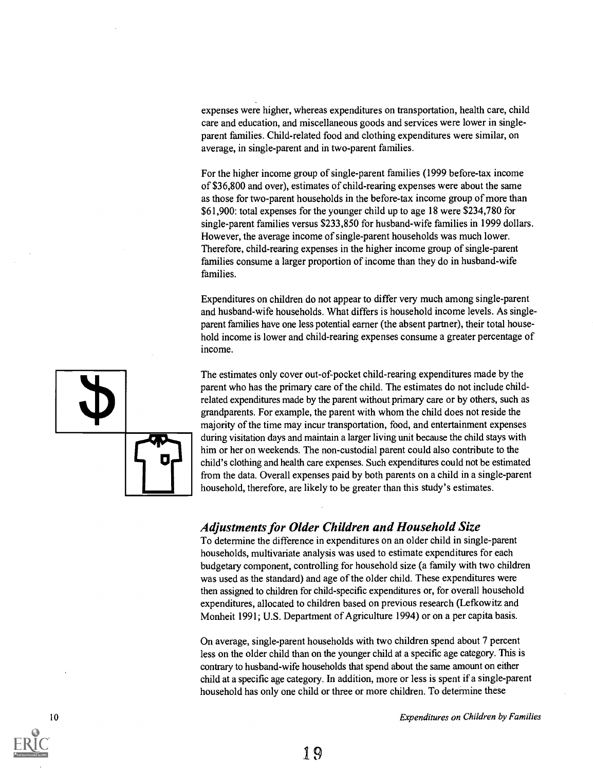expenses were higher, whereas expenditures on transportation, health care, child care and education, and miscellaneous goods and services were lower in single-parent families. Child-related food and clothing expenditures were similar, on average, in single-parent and in two-parent families.

For the higher income group of single-parent families (1999 before-tax income of $36,800 and over), estimates of child-rearing expenses were about the same as those for two-parent households in the before-tax income group of more than $61,900: total expenses for the younger child up to age 18 were $234,780 for single-parent families versus $233,850 for husband-wife families in 1999 dollars. However, the average income of single-parent households was much lower. Therefore, child-rearing expenses in the higher income group of single-parent families consume a larger proportion of income than they do in husband-wife families.

Expenditures on children do not appear to differ very much among single-parent and husband-wife households. What differs is household income levels. As single-parent families have one less potential earner (the absent partner), their total household income is lower and child-rearing expenses consume a greater percentage of income.

The estimates only cover out-of-pocket child-rearing expenditures made by the parent who has the primary care of the child. The estimates do not include child-related expenditures made by the parent without primary care or by others, such as grandparents. For example, the parent with whom the child does not reside the majority of the time may incur transportation, food, and entertainment expenses during visitation days and maintain a larger living unit because the child stays with him or her on weekends. The non-custodial parent could also contribute to the child's clothing and health care expenses. Such expenditures could not be estimated from the data. Overall expenses paid by both parents on a child in a single-parent household, therefore, are likely to be greater than this study's estimates.

## *Adjustments for Older Children and Household Size*

To determine the difference in expenditures on an older child in single-parent households, multivariate analysis was used to estimate expenditures for each budgetary component, controlling for household size (a family with two children was used as the standard) and age of the older child. These expenditures were then assigned to children for child-specific expenditures or, for overall household expenditures, allocated to children based on previous research (Lefkowitz and Monheit 1991; U.S. Department of Agriculture 1994) or on a per capita basis.

On average, single-parent households with two children spend about 7 percent less on the older child than on the younger child at a specific age category. This is contrary to husband-wife households that spend about the same amount on either child at a specific age category. In addition, more or less is spent if a single-parent household has only one child or three or more children. To determine these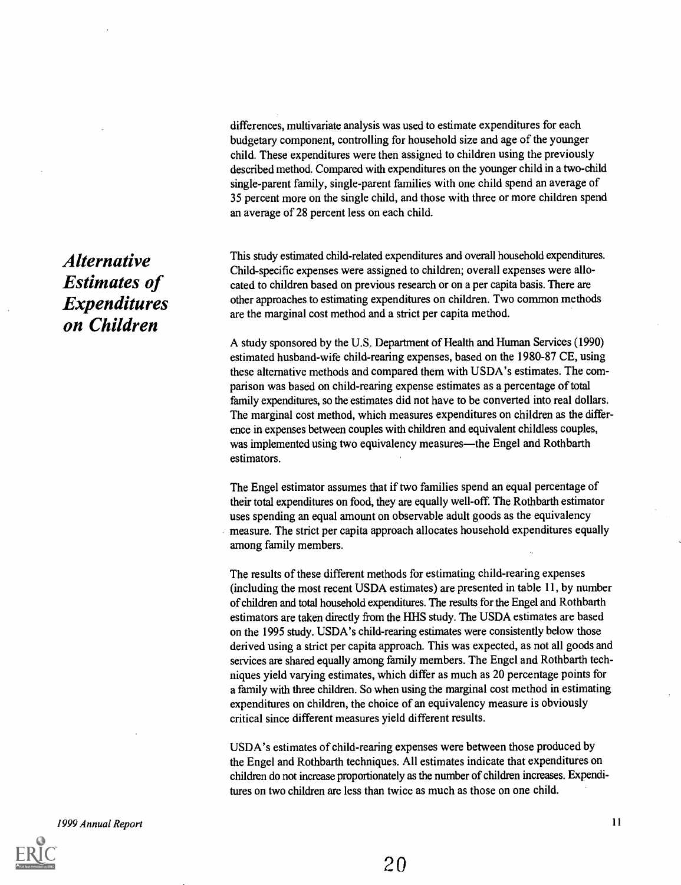differences, multivariate analysis was used to estimate expenditures for each budgetary component, controlling for household size and age of the younger child. These expenditures were then assigned to children using the previously described method. Compared with expenditures on the younger child in a two-child single-parent family, single-parent families with one child spend an average of 35 percent more on the single child, and those with three or more children spend an average of 28 percent less on each child.

## *Alternative Estimates of Expenditures on Children*

This study estimated child-related expenditures and overall household expenditures. Child-specific expenses were assigned to children; overall expenses were allocated to children based on previous research or on a per capita basis. There are other approaches to estimating expenditures on children. Two common methods are the marginal cost method and a strict per capita method.

A study sponsored by the U.S. Department of Health and Human Services (1990) estimated husband-wife child-rearing expenses, based on the 1980-87 CE, using these alternative methods and compared them with USDA's estimates. The comparison was based on child-rearing expense estimates as a percentage of total family expenditures, so the estimates did not have to be converted into real dollars. The marginal cost method, which measures expenditures on children as the difference in expenses between couples with children and equivalent childless couples, was implemented using two equivalency measures—the Engel and Rothbarth estimators.

The Engel estimator assumes that if two families spend an equal percentage of their total expenditures on food, they are equally well-off. The Rothbarth estimator uses spending an equal amount on observable adult goods as the equivalency measure. The strict per capita approach allocates household expenditures equally among family members.

The results of these different methods for estimating child-rearing expenses (including the most recent USDA estimates) are presented in table 11, by number of children and total household expenditures. The results for the Engel and Rothbarth estimators are taken directly from the HHS study. The USDA estimates are based on the 1995 study. USDA's child-rearing estimates were consistently below those derived using a strict per capita approach. This was expected, as not all goods and services are shared equally among family members. The Engel and Rothbarth techniques yield varying estimates, which differ as much as 20 percentage points for a family with three children. So when using the marginal cost method in estimating expenditures on children, the choice of an equivalency measure is obviously critical since different measures yield different results.

USDA's estimates of child-rearing expenses were between those produced by the Engel and Rothbarth techniques. All estimates indicate that expenditures on children do not increase proportionately as the number of children increases. Expenditures on two children are less than twice as much as those on one child.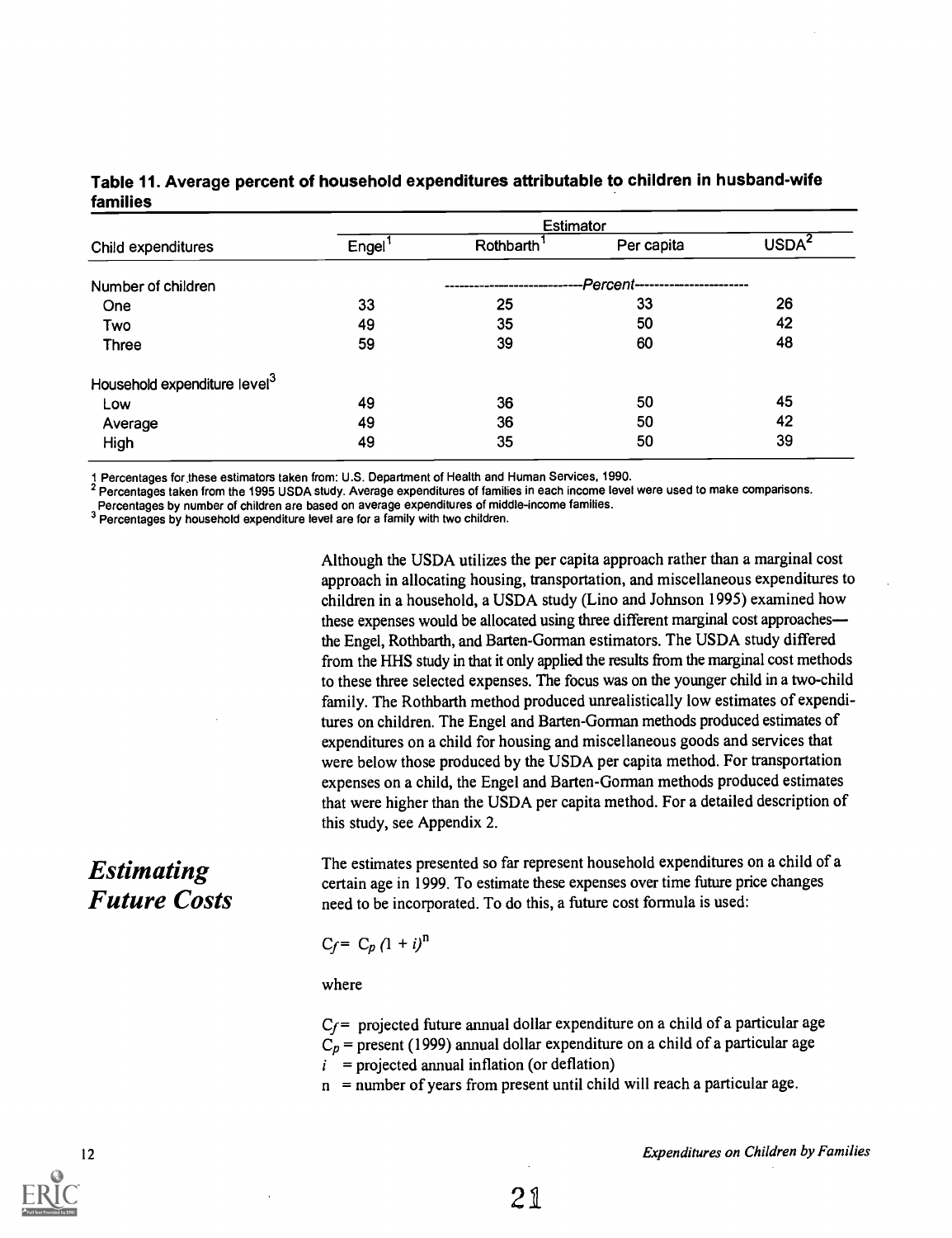**Table 11. Average percent of household expenditures attributable to children in husband-wife families**

| Child expenditures | Estimator | | | |
|---|---|---|---|---|
| | Engel[1] | Rothbarth[1] | Per capita | USDA[2] |
| | Percent | | | |
| Number of children | | | | |
| One | 33 | 25 | 33 | 26 |
| Two | 49 | 35 | 50 | 42 |
| Three | 59 | 39 | 60 | 48 |
| Household expenditure level[3] | | | | |
| Low | 49 | 36 | 50 | 45 |
| Average | 49 | 36 | 50 | 42 |
| High | 49 | 35 | 50 | 39 |

1 Percentages for these estimators taken from: U.S. Department of Health and Human Services, 1990.
2 Percentages taken from the 1995 USDA study. Average expenditures of families in each income level were used to make comparisons. Percentages by number of children are based on average expenditures of middle-income families.
3 Percentages by household expenditure level are for a family with two children.

Although the USDA utilizes the per capita approach rather than a marginal cost approach in allocating housing, transportation, and miscellaneous expenditures to children in a household, a USDA study (Lino and Johnson 1995) examined how these expenses would be allocated using three different marginal cost approaches—the Engel, Rothbarth, and Barten-Gorman estimators. The USDA study differed from the HHS study in that it only applied the results from the marginal cost methods to these three selected expenses. The focus was on the younger child in a two-child family. The Rothbarth method produced unrealistically low estimates of expenditures on children. The Engel and Barten-Gorman methods produced estimates of expenditures on a child for housing and miscellaneous goods and services that were below those produced by the USDA per capita method. For transportation expenses on a child, the Engel and Barten-Gorman methods produced estimates that were higher than the USDA per capita method. For a detailed description of this study, see Appendix 2.

## *Estimating Future Costs*

The estimates presented so far represent household expenditures on a child of a certain age in 1999. To estimate these expenses over time future price changes need to be incorporated. To do this, a future cost formula is used:

$$C_f = C_p (1 + i)^n$$

where

$C_f$ = projected future annual dollar expenditure on a child of a particular age
$C_p$ = present (1999) annual dollar expenditure on a child of a particular age
$i$ = projected annual inflation (or deflation)
$n$ = number of years from present until child will reach a particular age.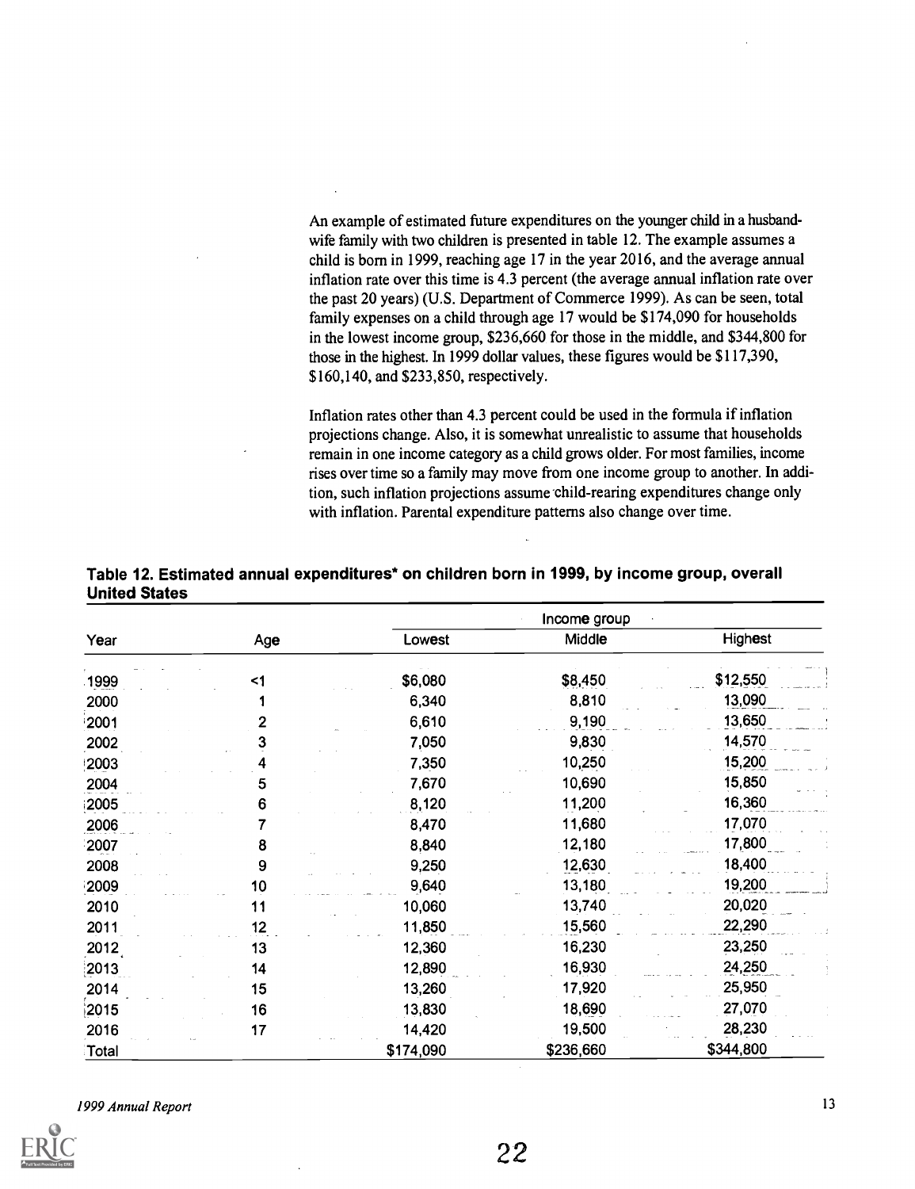An example of estimated future expenditures on the younger child in a husband-wife family with two children is presented in table 12. The example assumes a child is born in 1999, reaching age 17 in the year 2016, and the average annual inflation rate over this time is 4.3 percent (the average annual inflation rate over the past 20 years) (U.S. Department of Commerce 1999). As can be seen, total family expenses on a child through age 17 would be $174,090 for households in the lowest income group, $236,660 for those in the middle, and $344,800 for those in the highest. In 1999 dollar values, these figures would be $117,390, $160,140, and $233,850, respectively.

Inflation rates other than 4.3 percent could be used in the formula if inflation projections change. Also, it is somewhat unrealistic to assume that households remain in one income category as a child grows older. For most families, income rises over time so a family may move from one income group to another. In addition, such inflation projections assume child-rearing expenditures change only with inflation. Parental expenditure patterns also change over time.

**Table 12. Estimated annual expenditures* on children born in 1999, by income group, overall United States**

| Year | Age | Income group | | |
|---|---|---|---|---|
| | | Lowest | Middle | Highest |
| 1999 | <1 | $6,080 | $8,450 | $12,550 |
| 2000 | 1 | 6,340 | 8,810 | 13,090 |
| 2001 | 2 | 6,610 | 9,190 | 13,650 |
| 2002 | 3 | 7,050 | 9,830 | 14,570 |
| 2003 | 4 | 7,350 | 10,250 | 15,200 |
| 2004 | 5 | 7,670 | 10,690 | 15,850 |
| 2005 | 6 | 8,120 | 11,200 | 16,360 |
| 2006 | 7 | 8,470 | 11,680 | 17,070 |
| 2007 | 8 | 8,840 | 12,180 | 17,800 |
| 2008 | 9 | 9,250 | 12,630 | 18,400 |
| 2009 | 10 | 9,640 | 13,180 | 19,200 |
| 2010 | 11 | 10,060 | 13,740 | 20,020 |
| 2011 | 12 | 11,850 | 15,560 | 22,290 |
| 2012 | 13 | 12,360 | 16,230 | 23,250 |
| 2013 | 14 | 12,890 | 16,930 | 24,250 |
| 2014 | 15 | 13,260 | 17,920 | 25,950 |
| 2015 | 16 | 13,830 | 18,690 | 27,070 |
| 2016 | 17 | 14,420 | 19,500 | 28,230 |
| Total | | $174,090 | $236,660 | $344,800 |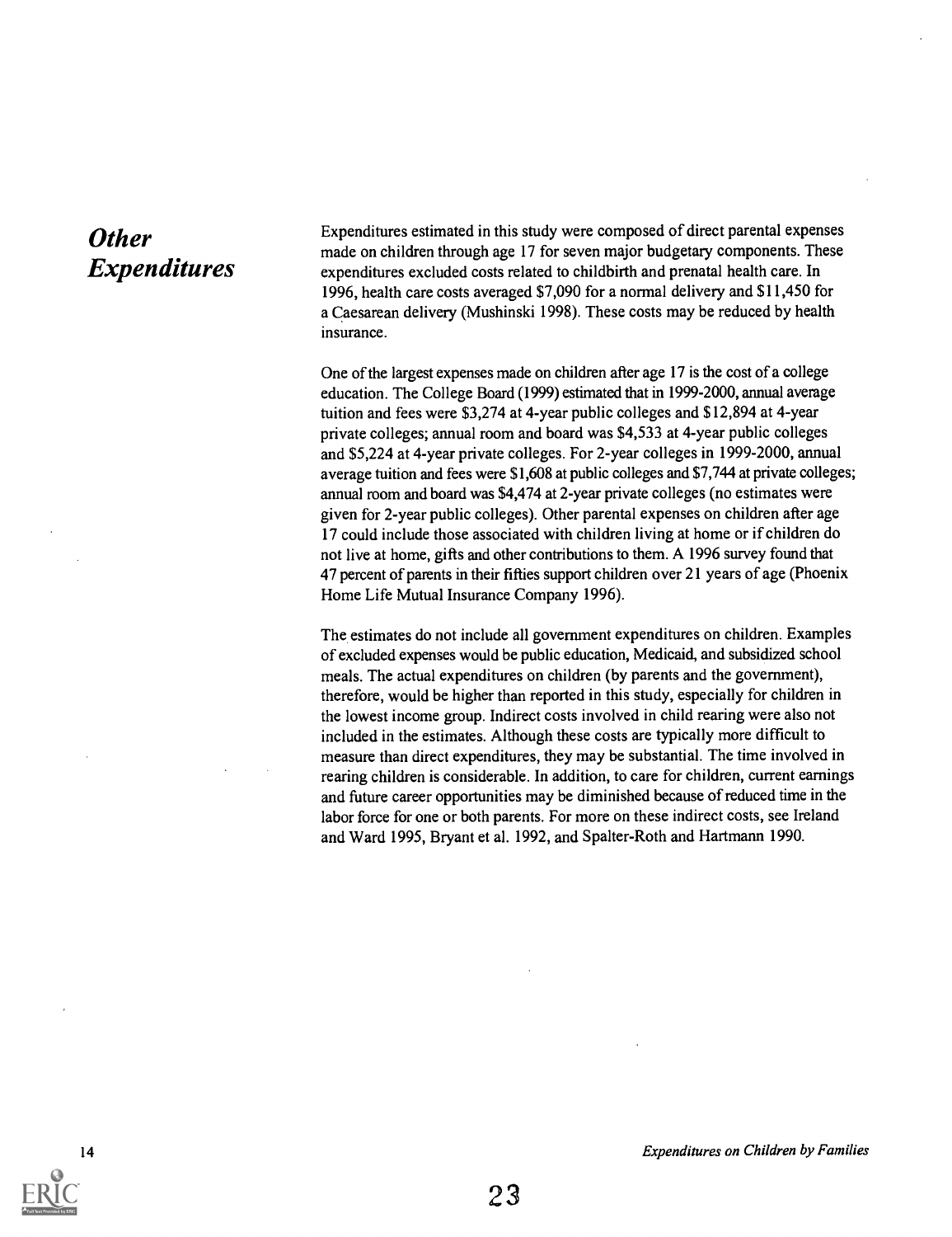## *Other Expenditures*

Expenditures estimated in this study were composed of direct parental expenses made on children through age 17 for seven major budgetary components. These expenditures excluded costs related to childbirth and prenatal health care. In 1996, health care costs averaged $7,090 for a normal delivery and $11,450 for a Caesarean delivery (Mushinski 1998). These costs may be reduced by health insurance.

One of the largest expenses made on children after age 17 is the cost of a college education. The College Board (1999) estimated that in 1999-2000, annual average tuition and fees were $3,274 at 4-year public colleges and $12,894 at 4-year private colleges; annual room and board was $4,533 at 4-year public colleges and $5,224 at 4-year private colleges. For 2-year colleges in 1999-2000, annual average tuition and fees were $1,608 at public colleges and $7,744 at private colleges; annual room and board was $4,474 at 2-year private colleges (no estimates were given for 2-year public colleges). Other parental expenses on children after age 17 could include those associated with children living at home or if children do not live at home, gifts and other contributions to them. A 1996 survey found that 47 percent of parents in their fifties support children over 21 years of age (Phoenix Home Life Mutual Insurance Company 1996).

The estimates do not include all government expenditures on children. Examples of excluded expenses would be public education, Medicaid, and subsidized school meals. The actual expenditures on children (by parents and the government), therefore, would be higher than reported in this study, especially for children in the lowest income group. Indirect costs involved in child rearing were also not included in the estimates. Although these costs are typically more difficult to measure than direct expenditures, they may be substantial. The time involved in rearing children is considerable. In addition, to care for children, current earnings and future career opportunities may be diminished because of reduced time in the labor force for one or both parents. For more on these indirect costs, see Ireland and Ward 1995, Bryant et al. 1992, and Spalter-Roth and Hartmann 1990.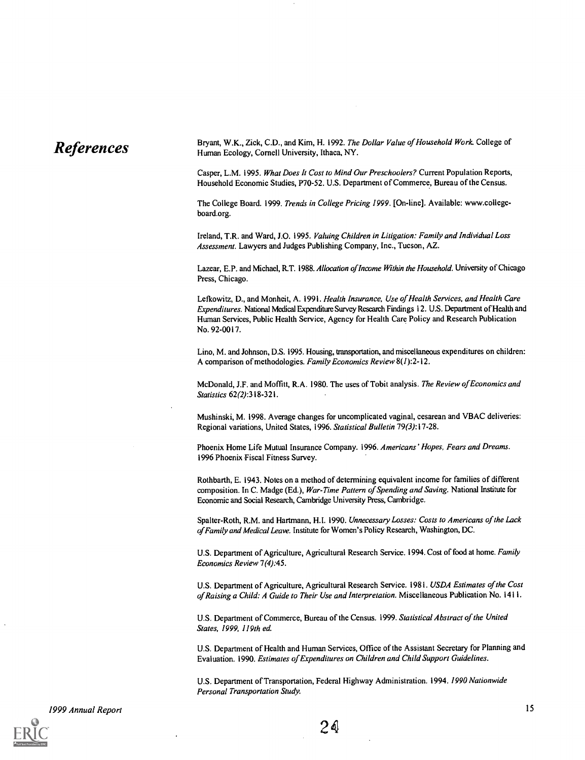# References

Bryant, W.K., Zick, C.D., and Kim, H. 1992. *The Dollar Value of Household Work.* College of Human Ecology, Cornell University, Ithaca, NY.

Casper, L.M. 1995. *What Does It Cost to Mind Our Preschoolers?* Current Population Reports, Household Economic Studies, P70-52. U.S. Department of Commerce, Bureau of the Census.

The College Board. 1999. *Trends in College Pricing 1999.* [On-line]. Available: www.collegeboard.org.

Ireland, T.R. and Ward, J.O. 1995. *Valuing Children in Litigation: Family and Individual Loss Assessment.* Lawyers and Judges Publishing Company, Inc., Tucson, AZ.

Lazear, E.P. and Michael, R.T. 1988. *Allocation of Income Within the Household.* University of Chicago Press, Chicago.

Lefkowitz, D., and Monheit, A. 1991. *Health Insurance, Use of Health Services, and Health Care Expenditures.* National Medical Expenditure Survey Research Findings 12. U.S. Department of Health and Human Services, Public Health Service, Agency for Health Care Policy and Research Publication No. 92-0017.

Lino, M. and Johnson, D.S. 1995. Housing, transportation, and miscellaneous expenditures on children: A comparison of methodologies. *Family Economics Review* 8(*1*):2-12.

McDonald, J.F. and Moffitt, R.A. 1980. The uses of Tobit analysis. *The Review of Economics and Statistics* 62(*2*):318-321.

Mushinski, M. 1998. Average changes for uncomplicated vaginal, cesarean and VBAC deliveries: Regional variations, United States, 1996. *Statistical Bulletin* 79(*3*):17-28.

Phoenix Home Life Mutual Insurance Company. 1996. *Americans' Hopes, Fears and Dreams.* 1996 Phoenix Fiscal Fitness Survey.

Rothbarth, E. 1943. Notes on a method of determining equivalent income for families of different composition. In C. Madge (Ed.), *War-Time Pattern of Spending and Saving.* National Institute for Economic and Social Research, Cambridge University Press, Cambridge.

Spalter-Roth, R.M. and Hartmann, H.I. 1990. *Unnecessary Losses: Costs to Americans of the Lack of Family and Medical Leave.* Institute for Women's Policy Research, Washington, DC.

U.S. Department of Agriculture, Agricultural Research Service. 1994. Cost of food at home. *Family Economics Review* 7(*4*):45.

U.S. Department of Agriculture, Agricultural Research Service. 1981. *USDA Estimates of the Cost of Raising a Child: A Guide to Their Use and Interpretation.* Miscellaneous Publication No. 1411.

U.S. Department of Commerce, Bureau of the Census. 1999. *Statistical Abstract of the United States, 1999, 119th ed.*

U.S. Department of Health and Human Services, Office of the Assistant Secretary for Planning and Evaluation. 1990. *Estimates of Expenditures on Children and Child Support Guidelines.*

U.S. Department of Transportation, Federal Highway Administration. 1994. *1990 Nationwide Personal Transportation Study.*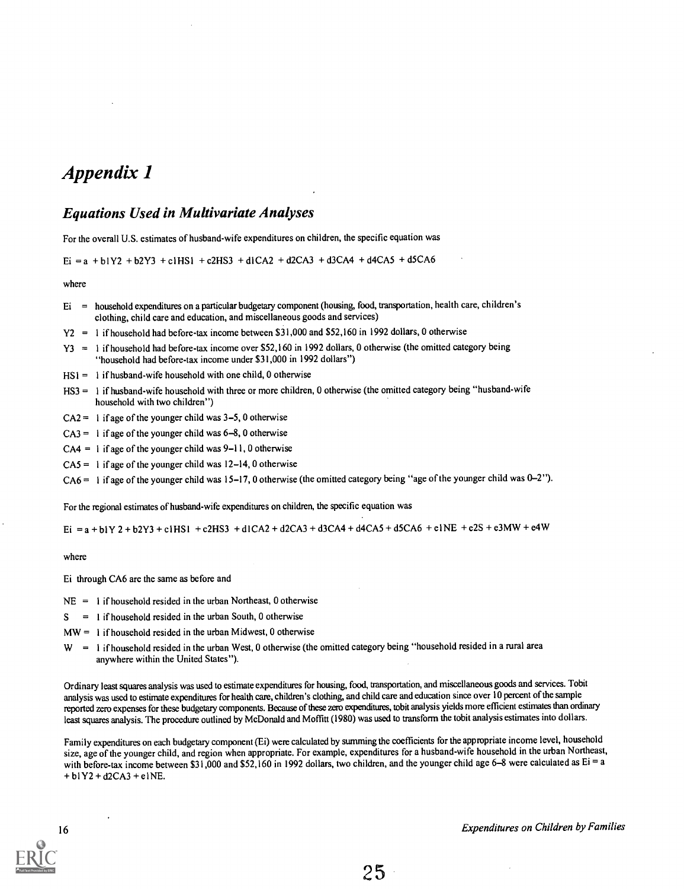# *Appendix 1*

## *Equations Used in Multivariate Analyses*

For the overall U.S. estimates of husband-wife expenditures on children, the specific equation was

$$Ei = a + b1Y2 + b2Y3 + c1HS1 + c2HS3 + d1CA2 + d2CA3 + d3CA4 + d4CA5 + d5CA6$$

where

- Ei = household expenditures on a particular budgetary component (housing, food, transportation, health care, children's clothing, child care and education, and miscellaneous goods and services)
- Y2 = 1 if household had before-tax income between $31,000 and $52,160 in 1992 dollars, 0 otherwise
- Y3 = 1 if household had before-tax income over $52,160 in 1992 dollars, 0 otherwise (the omitted category being "household had before-tax income under $31,000 in 1992 dollars")
- HS1 = 1 if husband-wife household with one child, 0 otherwise
- HS3 = 1 if husband-wife household with three or more children, 0 otherwise (the omitted category being "husband-wife household with two children")
- CA2 = 1 if age of the younger child was 3–5, 0 otherwise
- CA3 = 1 if age of the younger child was 6–8, 0 otherwise
- CA4 = 1 if age of the younger child was 9–11, 0 otherwise
- CA5 = 1 if age of the younger child was 12–14, 0 otherwise
- CA6 = 1 if age of the younger child was 15–17, 0 otherwise (the omitted category being "age of the younger child was 0–2").

For the regional estimates of husband-wife expenditures on children, the specific equation was

$$Ei = a + b1Y2 + b2Y3 + c1HS1 + c2HS3 + d1CA2 + d2CA3 + d3CA4 + d4CA5 + d5CA6 + e1NE + e2S + e3MW + e4W$$

where

Ei through CA6 are the same as before and

- NE = 1 if household resided in the urban Northeast, 0 otherwise
- S = 1 if household resided in the urban South, 0 otherwise
- MW = 1 if household resided in the urban Midwest, 0 otherwise
- W = 1 if household resided in the urban West, 0 otherwise (the omitted category being "household resided in a rural area anywhere within the United States").

Ordinary least squares analysis was used to estimate expenditures for housing, food, transportation, and miscellaneous goods and services. Tobit analysis was used to estimate expenditures for health care, children's clothing, and child care and education since over 10 percent of the sample reported zero expenses for these budgetary components. Because of these zero expenditures, tobit analysis yields more efficient estimates than ordinary least squares analysis. The procedure outlined by McDonald and Moffitt (1980) was used to transform the tobit analysis estimates into dollars.

Family expenditures on each budgetary component (Ei) were calculated by summing the coefficients for the appropriate income level, household size, age of the younger child, and region when appropriate. For example, expenditures for a husband-wife household in the urban Northeast, with before-tax income between $31,000 and $52,160 in 1992 dollars, two children, and the younger child age 6–8 were calculated as $Ei = a + b1Y2 + d2CA3 + e1NE$.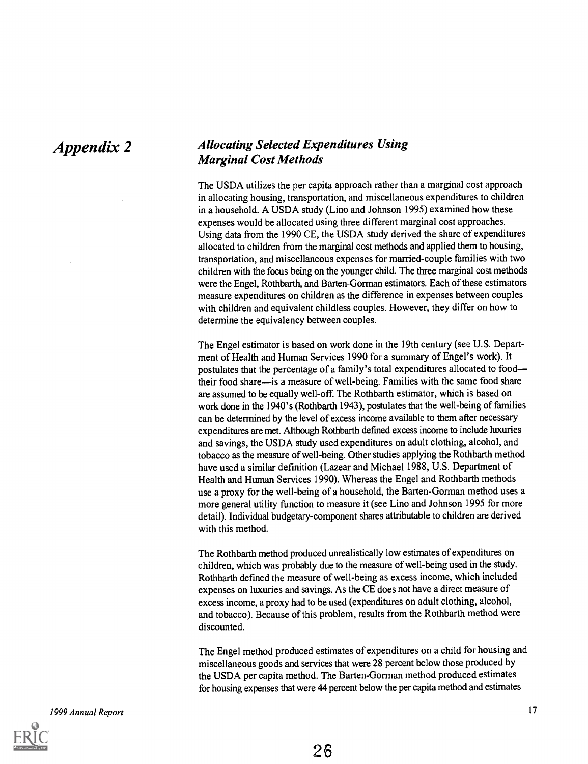# Appendix 2

## *Allocating Selected Expenditures Using Marginal Cost Methods*

The USDA utilizes the per capita approach rather than a marginal cost approach in allocating housing, transportation, and miscellaneous expenditures to children in a household. A USDA study (Lino and Johnson 1995) examined how these expenses would be allocated using three different marginal cost approaches. Using data from the 1990 CE, the USDA study derived the share of expenditures allocated to children from the marginal cost methods and applied them to housing, transportation, and miscellaneous expenses for married-couple families with two children with the focus being on the younger child. The three marginal cost methods were the Engel, Rothbarth, and Barten-Gorman estimators. Each of these estimators measure expenditures on children as the difference in expenses between couples with children and equivalent childless couples. However, they differ on how to determine the equivalency between couples.

The Engel estimator is based on work done in the 19th century (see U.S. Department of Health and Human Services 1990 for a summary of Engel's work). It postulates that the percentage of a family's total expenditures allocated to food—their food share—is a measure of well-being. Families with the same food share are assumed to be equally well-off. The Rothbarth estimator, which is based on work done in the 1940's (Rothbarth 1943), postulates that the well-being of families can be determined by the level of excess income available to them after necessary expenditures are met. Although Rothbarth defined excess income to include luxuries and savings, the USDA study used expenditures on adult clothing, alcohol, and tobacco as the measure of well-being. Other studies applying the Rothbarth method have used a similar definition (Lazear and Michael 1988, U.S. Department of Health and Human Services 1990). Whereas the Engel and Rothbarth methods use a proxy for the well-being of a household, the Barten-Gorman method uses a more general utility function to measure it (see Lino and Johnson 1995 for more detail). Individual budgetary-component shares attributable to children are derived with this method.

The Rothbarth method produced unrealistically low estimates of expenditures on children, which was probably due to the measure of well-being used in the study. Rothbarth defined the measure of well-being as excess income, which included expenses on luxuries and savings. As the CE does not have a direct measure of excess income, a proxy had to be used (expenditures on adult clothing, alcohol, and tobacco). Because of this problem, results from the Rothbarth method were discounted.

The Engel method produced estimates of expenditures on a child for housing and miscellaneous goods and services that were 28 percent below those produced by the USDA per capita method. The Barten-Gorman method produced estimates for housing expenses that were 44 percent below the per capita method and estimates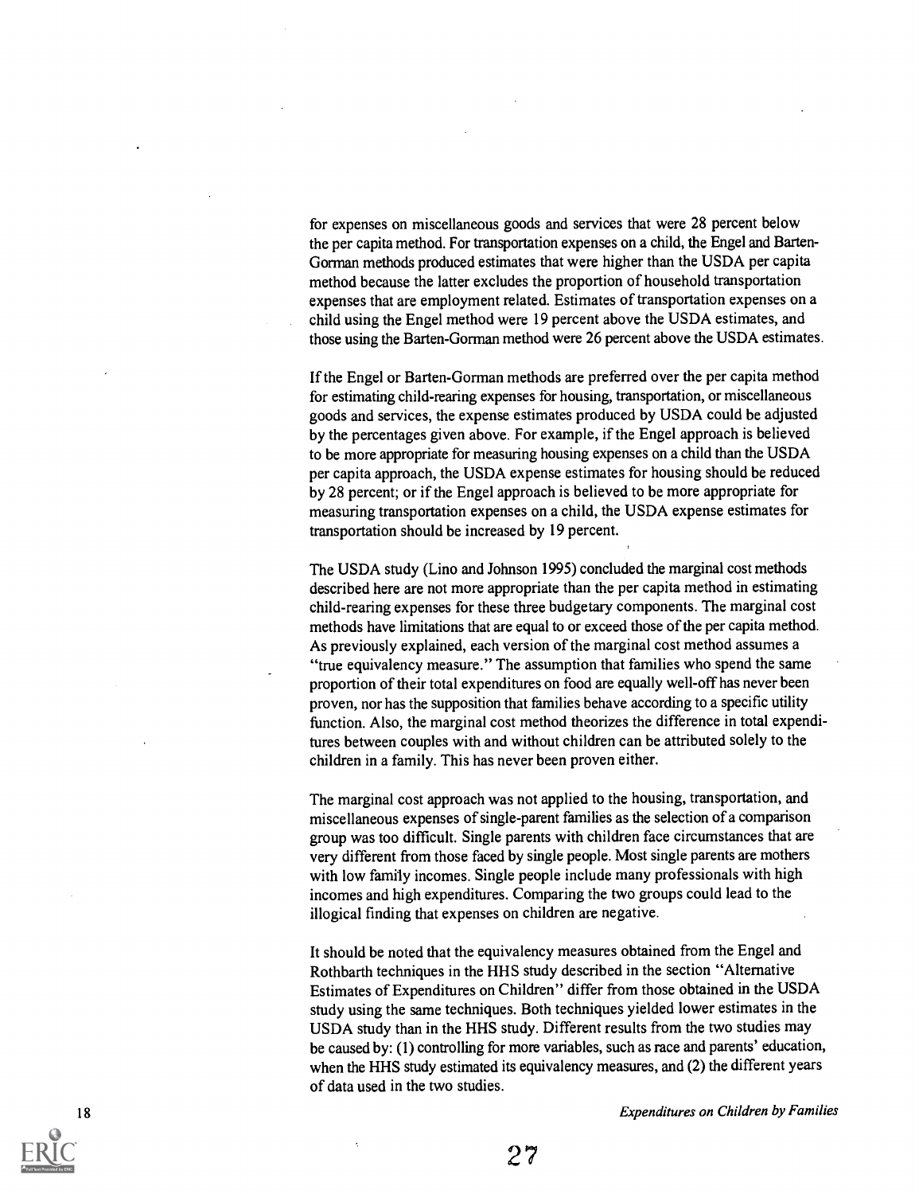for expenses on miscellaneous goods and services that were 28 percent below the per capita method. For transportation expenses on a child, the Engel and Barten-Gorman methods produced estimates that were higher than the USDA per capita method because the latter excludes the proportion of household transportation expenses that are employment related. Estimates of transportation expenses on a child using the Engel method were 19 percent above the USDA estimates, and those using the Barten-Gorman method were 26 percent above the USDA estimates.

If the Engel or Barten-Gorman methods are preferred over the per capita method for estimating child-rearing expenses for housing, transportation, or miscellaneous goods and services, the expense estimates produced by USDA could be adjusted by the percentages given above. For example, if the Engel approach is believed to be more appropriate for measuring housing expenses on a child than the USDA per capita approach, the USDA expense estimates for housing should be reduced by 28 percent; or if the Engel approach is believed to be more appropriate for measuring transportation expenses on a child, the USDA expense estimates for transportation should be increased by 19 percent.

The USDA study (Lino and Johnson 1995) concluded the marginal cost methods described here are not more appropriate than the per capita method in estimating child-rearing expenses for these three budgetary components. The marginal cost methods have limitations that are equal to or exceed those of the per capita method. As previously explained, each version of the marginal cost method assumes a "true equivalency measure." The assumption that families who spend the same proportion of their total expenditures on food are equally well-off has never been proven, nor has the supposition that families behave according to a specific utility function. Also, the marginal cost method theorizes the difference in total expenditures between couples with and without children can be attributed solely to the children in a family. This has never been proven either.

The marginal cost approach was not applied to the housing, transportation, and miscellaneous expenses of single-parent families as the selection of a comparison group was too difficult. Single parents with children face circumstances that are very different from those faced by single people. Most single parents are mothers with low family incomes. Single people include many professionals with high incomes and high expenditures. Comparing the two groups could lead to the illogical finding that expenses on children are negative.

It should be noted that the equivalency measures obtained from the Engel and Rothbarth techniques in the HHS study described in the section "Alternative Estimates of Expenditures on Children" differ from those obtained in the USDA study using the same techniques. Both techniques yielded lower estimates in the USDA study than in the HHS study. Different results from the two studies may be caused by: (1) controlling for more variables, such as race and parents' education, when the HHS study estimated its equivalency measures, and (2) the different years of data used in the two studies.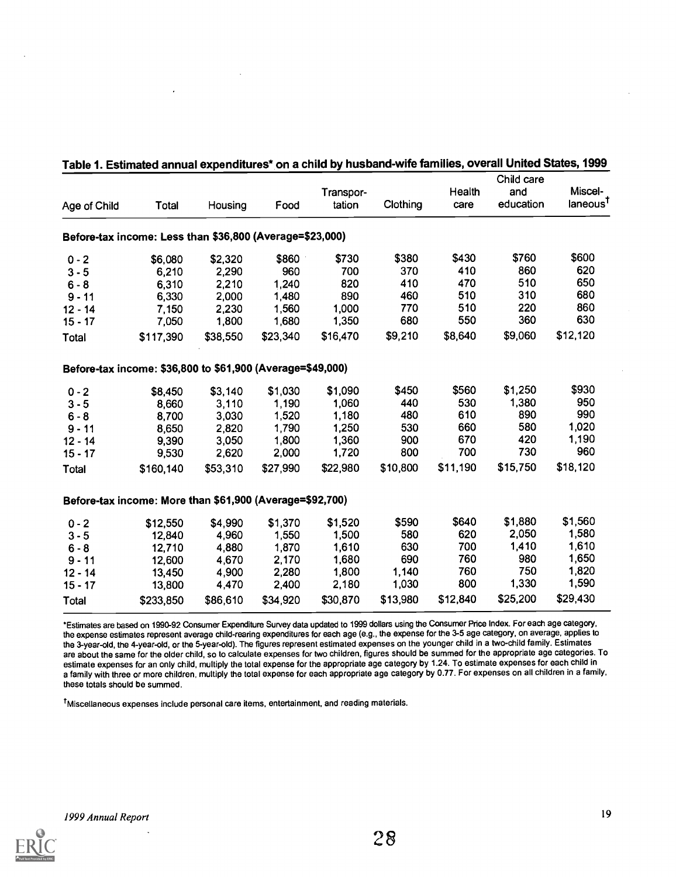## Table 1. Estimated annual expenditures* on a child by husband-wife families, overall United States, 1999

| Age of Child | Total | Housing | Food | Transportation | Clothing | Health care | Child care and education | Miscellaneous† |
|---|---|---|---|---|---|---|---|---|
| **Before-tax income: Less than $36,800 (Average=$23,000)** | | | | | | | | |
| 0 - 2 | $6,080 | $2,320 | $860 | $730 | $380 | $430 | $760 | $600 |
| 3 - 5 | 6,210 | 2,290 | 960 | 700 | 370 | 410 | 860 | 620 |
| 6 - 8 | 6,310 | 2,210 | 1,240 | 820 | 410 | 470 | 510 | 650 |
| 9 - 11 | 6,330 | 2,000 | 1,480 | 890 | 460 | 510 | 310 | 680 |
| 12 - 14 | 7,150 | 2,230 | 1,560 | 1,000 | 770 | 510 | 220 | 860 |
| 15 - 17 | 7,050 | 1,800 | 1,680 | 1,350 | 680 | 550 | 360 | 630 |
| Total | $117,390 | $38,550 | $23,340 | $16,470 | $9,210 | $8,640 | $9,060 | $12,120 |
| **Before-tax income: $36,800 to $61,900 (Average=$49,000)** | | | | | | | | |
| 0 - 2 | $8,450 | $3,140 | $1,030 | $1,090 | $450 | $560 | $1,250 | $930 |
| 3 - 5 | 8,660 | 3,110 | 1,190 | 1,060 | 440 | 530 | 1,380 | 950 |
| 6 - 8 | 8,700 | 3,030 | 1,520 | 1,180 | 480 | 610 | 890 | 990 |
| 9 - 11 | 8,650 | 2,820 | 1,790 | 1,250 | 530 | 660 | 580 | 1,020 |
| 12 - 14 | 9,390 | 3,050 | 1,800 | 1,360 | 900 | 670 | 420 | 1,190 |
| 15 - 17 | 9,530 | 2,620 | 2,000 | 1,720 | 800 | 700 | 730 | 960 |
| Total | $160,140 | $53,310 | $27,990 | $22,980 | $10,800 | $11,190 | $15,750 | $18,120 |
| **Before-tax income: More than $61,900 (Average=$92,700)** | | | | | | | | |
| 0 - 2 | $12,550 | $4,990 | $1,370 | $1,520 | $590 | $640 | $1,880 | $1,560 |
| 3 - 5 | 12,840 | 4,960 | 1,550 | 1,500 | 580 | 620 | 2,050 | 1,580 |
| 6 - 8 | 12,710 | 4,880 | 1,870 | 1,610 | 630 | 700 | 1,410 | 1,610 |
| 9 - 11 | 12,600 | 4,670 | 2,170 | 1,680 | 690 | 760 | 980 | 1,650 |
| 12 - 14 | 13,450 | 4,900 | 2,280 | 1,800 | 1,140 | 760 | 750 | 1,820 |
| 15 - 17 | 13,800 | 4,470 | 2,400 | 2,180 | 1,030 | 800 | 1,330 | 1,590 |
| Total | $233,850 | $86,610 | $34,920 | $30,870 | $13,980 | $12,840 | $25,200 | $29,430 |

*Estimates are based on 1990-92 Consumer Expenditure Survey data updated to 1999 dollars using the Consumer Price Index. For each age category, the expense estimates represent average child-rearing expenditures for each age (e.g., the expense for the 3-5 age category, on average, applies to the 3-year-old, the 4-year-old, or the 5-year-old). The figures represent estimated expenses on the younger child in a two-child family. Estimates are about the same for the older child, so to calculate expenses for two children, figures should be summed for the appropriate age categories. To estimate expenses for an only child, multiply the total expense for the appropriate age category by 1.24. To estimate expenses for each child in a family with three or more children, multiply the total expense for each appropriate age category by 0.77. For expenses on all children in a family, these totals should be summed.

†Miscellaneous expenses include personal care items, entertainment, and reading materials.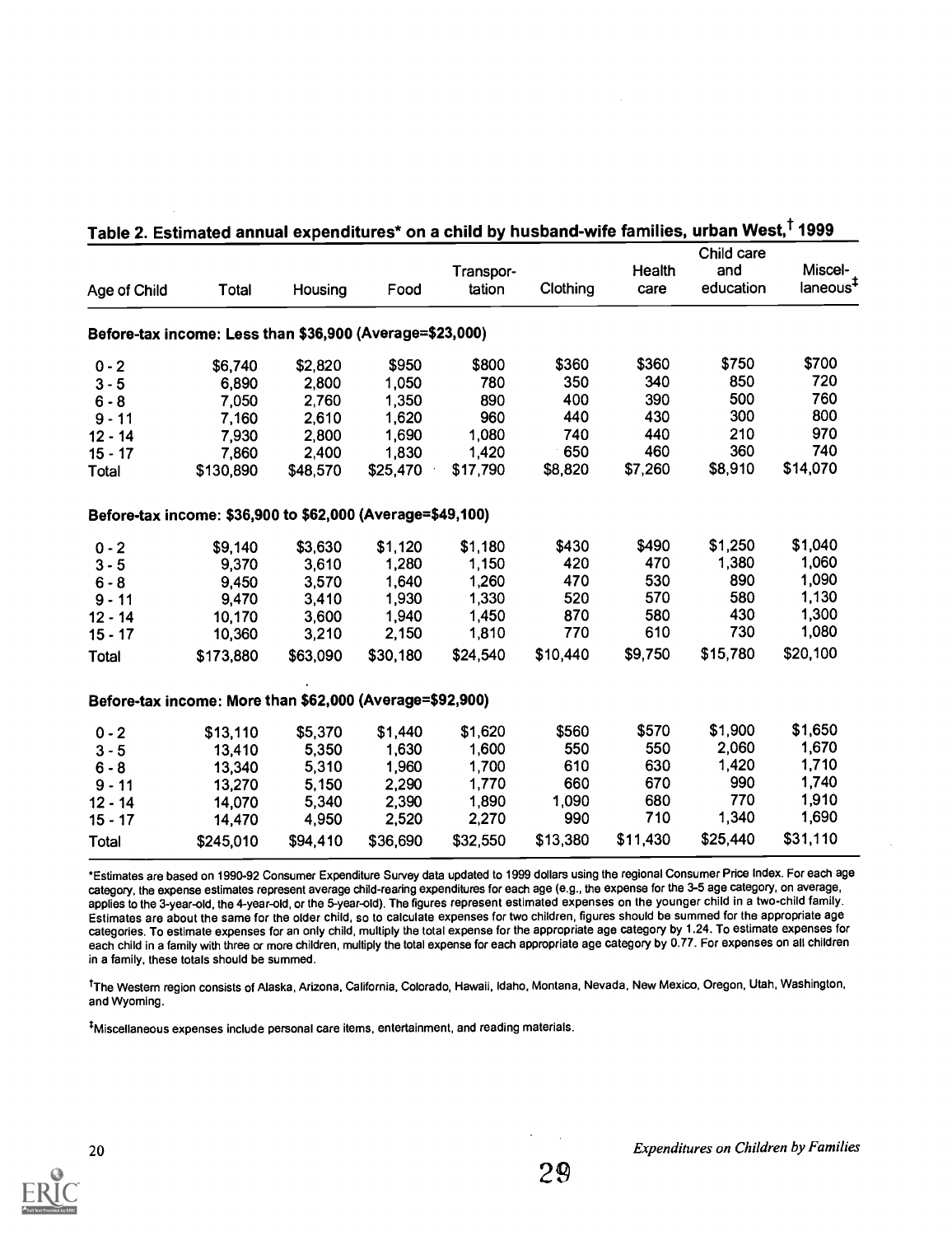## Table 2. Estimated annual expenditures* on a child by husband-wife families, urban West,† 1999

| Age of Child | Total | Housing | Food | Transpor-tation | Clothing | Health care | Child care and education | Miscel-laneous‡ |
|---|---|---|---|---|---|---|---|---|
| **Before-tax income: Less than $36,900 (Average=$23,000)** | | | | | | | | |
| 0 - 2 | $6,740 | $2,820 | $950 | $800 | $360 | $360 | $750 | $700 |
| 3 - 5 | 6,890 | 2,800 | 1,050 | 780 | 350 | 340 | 850 | 720 |
| 6 - 8 | 7,050 | 2,760 | 1,350 | 890 | 400 | 390 | 500 | 760 |
| 9 - 11 | 7,160 | 2,610 | 1,620 | 960 | 440 | 430 | 300 | 800 |
| 12 - 14 | 7,930 | 2,800 | 1,690 | 1,080 | 740 | 440 | 210 | 970 |
| 15 - 17 | 7,860 | 2,400 | 1,830 | 1,420 | 650 | 460 | 360 | 740 |
| Total | $130,890 | $48,570 | $25,470 | $17,790 | $8,820 | $7,260 | $8,910 | $14,070 |
| **Before-tax income: $36,900 to $62,000 (Average=$49,100)** | | | | | | | | |
| 0 - 2 | $9,140 | $3,630 | $1,120 | $1,180 | $430 | $490 | $1,250 | $1,040 |
| 3 - 5 | 9,370 | 3,610 | 1,280 | 1,150 | 420 | 470 | 1,380 | 1,060 |
| 6 - 8 | 9,450 | 3,570 | 1,640 | 1,260 | 470 | 530 | 890 | 1,090 |
| 9 - 11 | 9,470 | 3,410 | 1,930 | 1,330 | 520 | 570 | 580 | 1,130 |
| 12 - 14 | 10,170 | 3,600 | 1,940 | 1,450 | 870 | 580 | 430 | 1,300 |
| 15 - 17 | 10,360 | 3,210 | 2,150 | 1,810 | 770 | 610 | 730 | 1,080 |
| Total | $173,880 | $63,090 | $30,180 | $24,540 | $10,440 | $9,750 | $15,780 | $20,100 |
| **Before-tax income: More than $62,000 (Average=$92,900)** | | | | | | | | |
| 0 - 2 | $13,110 | $5,370 | $1,440 | $1,620 | $560 | $570 | $1,900 | $1,650 |
| 3 - 5 | 13,410 | 5,350 | 1,630 | 1,600 | 550 | 550 | 2,060 | 1,670 |
| 6 - 8 | 13,340 | 5,310 | 1,960 | 1,700 | 610 | 630 | 1,420 | 1,710 |
| 9 - 11 | 13,270 | 5,150 | 2,290 | 1,770 | 660 | 670 | 990 | 1,740 |
| 12 - 14 | 14,070 | 5,340 | 2,390 | 1,890 | 1,090 | 680 | 770 | 1,910 |
| 15 - 17 | 14,470 | 4,950 | 2,520 | 2,270 | 990 | 710 | 1,340 | 1,690 |
| Total | $245,010 | $94,410 | $36,690 | $32,550 | $13,380 | $11,430 | $25,440 | $31,110 |

*Estimates are based on 1990-92 Consumer Expenditure Survey data updated to 1999 dollars using the regional Consumer Price Index. For each age category, the expense estimates represent average child-rearing expenditures for each age (e.g., the expense for the 3-5 age category, on average, applies to the 3-year-old, the 4-year-old, or the 5-year-old). The figures represent estimated expenses on the younger child in a two-child family. Estimates are about the same for the older child, so to calculate expenses for two children, figures should be summed for the appropriate age categories. To estimate expenses for an only child, multiply the total expense for the appropriate age category by 1.24. To estimate expenses for each child in a family with three or more children, multiply the total expense for each appropriate age category by 0.77. For expenses on all children in a family, these totals should be summed.

†The Western region consists of Alaska, Arizona, California, Colorado, Hawaii, Idaho, Montana, Nevada, New Mexico, Oregon, Utah, Washington, and Wyoming.

‡Miscellaneous expenses include personal care items, entertainment, and reading materials.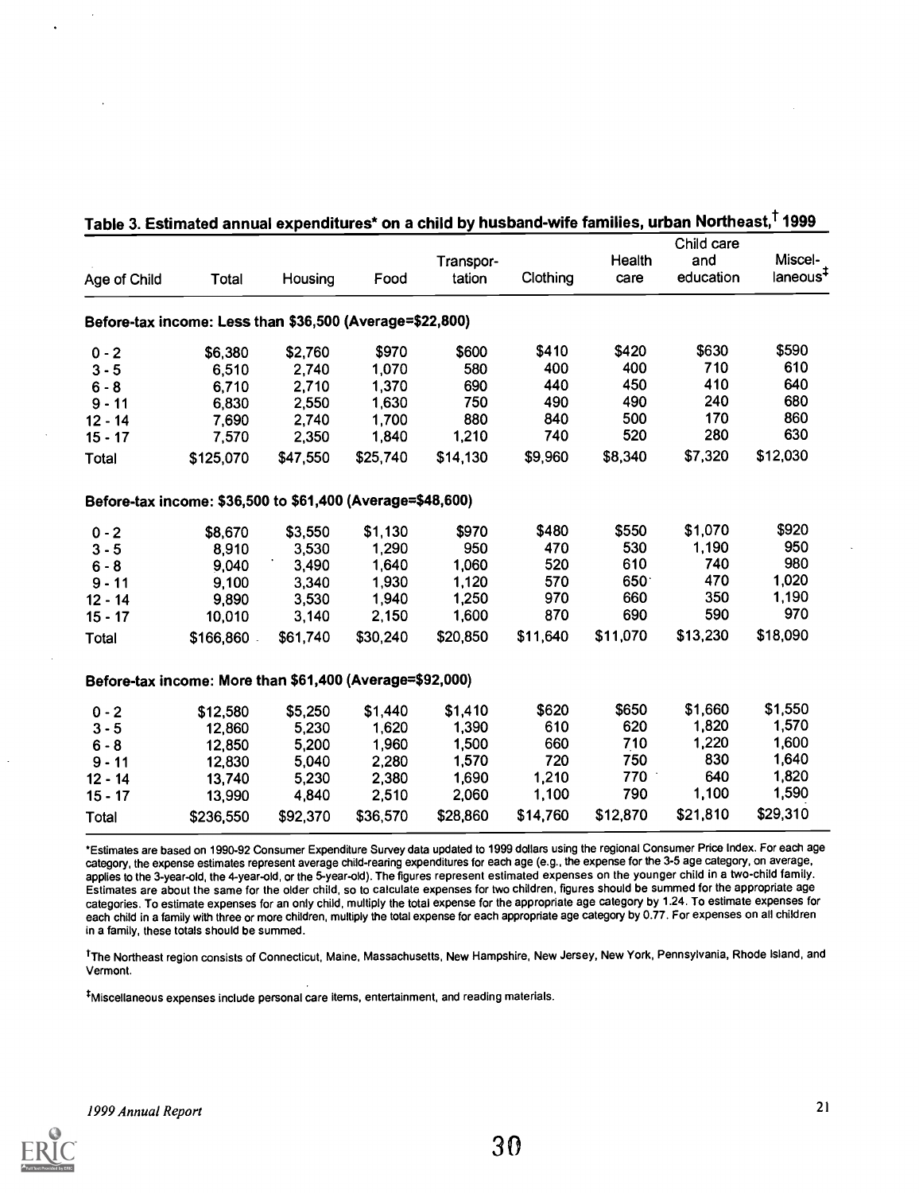## Table 3. Estimated annual expenditures* on a child by husband-wife families, urban Northeast,[†] 1999

| Age of Child | Total | Housing | Food | Transportation | Clothing | Health care | Child care and education | Miscellaneous[‡] |
|---|---|---|---|---|---|---|---|---|
| **Before-tax income: Less than $36,500 (Average=$22,800)** | | | | | | | | |
| 0 - 2 | $6,380 | $2,760 | $970 | $600 | $410 | $420 | $630 | $590 |
| 3 - 5 | 6,510 | 2,740 | 1,070 | 580 | 400 | 400 | 710 | 610 |
| 6 - 8 | 6,710 | 2,710 | 1,370 | 690 | 440 | 450 | 410 | 640 |
| 9 - 11 | 6,830 | 2,550 | 1,630 | 750 | 490 | 490 | 240 | 680 |
| 12 - 14 | 7,690 | 2,740 | 1,700 | 880 | 840 | 500 | 170 | 860 |
| 15 - 17 | 7,570 | 2,350 | 1,840 | 1,210 | 740 | 520 | 280 | 630 |
| Total | $125,070 | $47,550 | $25,740 | $14,130 | $9,960 | $8,340 | $7,320 | $12,030 |
| **Before-tax income: $36,500 to $61,400 (Average=$48,600)** | | | | | | | | |
| 0 - 2 | $8,670 | $3,550 | $1,130 | $970 | $480 | $550 | $1,070 | $920 |
| 3 - 5 | 8,910 | 3,530 | 1,290 | 950 | 470 | 530 | 1,190 | 950 |
| 6 - 8 | 9,040 | 3,490 | 1,640 | 1,060 | 520 | 610 | 740 | 980 |
| 9 - 11 | 9,100 | 3,340 | 1,930 | 1,120 | 570 | 650 | 470 | 1,020 |
| 12 - 14 | 9,890 | 3,530 | 1,940 | 1,250 | 970 | 660 | 350 | 1,190 |
| 15 - 17 | 10,010 | 3,140 | 2,150 | 1,600 | 870 | 690 | 590 | 970 |
| Total | $166,860 | $61,740 | $30,240 | $20,850 | $11,640 | $11,070 | $13,230 | $18,090 |
| **Before-tax income: More than $61,400 (Average=$92,000)** | | | | | | | | |
| 0 - 2 | $12,580 | $5,250 | $1,440 | $1,410 | $620 | $650 | $1,660 | $1,550 |
| 3 - 5 | 12,860 | 5,230 | 1,620 | 1,390 | 610 | 620 | 1,820 | 1,570 |
| 6 - 8 | 12,850 | 5,200 | 1,960 | 1,500 | 660 | 710 | 1,220 | 1,600 |
| 9 - 11 | 12,830 | 5,040 | 2,280 | 1,570 | 720 | 750 | 830 | 1,640 |
| 12 - 14 | 13,740 | 5,230 | 2,380 | 1,690 | 1,210 | 770 | 640 | 1,820 |
| 15 - 17 | 13,990 | 4,840 | 2,510 | 2,060 | 1,100 | 790 | 1,100 | 1,590 |
| Total | $236,550 | $92,370 | $36,570 | $28,860 | $14,760 | $12,870 | $21,810 | $29,310 |

*Estimates are based on 1990-92 Consumer Expenditure Survey data updated to 1999 dollars using the regional Consumer Price Index. For each age category, the expense estimates represent average child-rearing expenditures for each age (e.g., the expense for the 3-5 age category, on average, applies to the 3-year-old, the 4-year-old, or the 5-year-old). The figures represent estimated expenses on the younger child in a two-child family. Estimates are about the same for the older child, so to calculate expenses for two children, figures should be summed for the appropriate age categories. To estimate expenses for an only child, multiply the total expense for the appropriate age category by 1.24. To estimate expenses for each child in a family with three or more children, multiply the total expense for each appropriate age category by 0.77. For expenses on all children in a family, these totals should be summed.

[†]The Northeast region consists of Connecticut, Maine, Massachusetts, New Hampshire, New Jersey, New York, Pennsylvania, Rhode Island, and Vermont.

[‡]Miscellaneous expenses include personal care items, entertainment, and reading materials.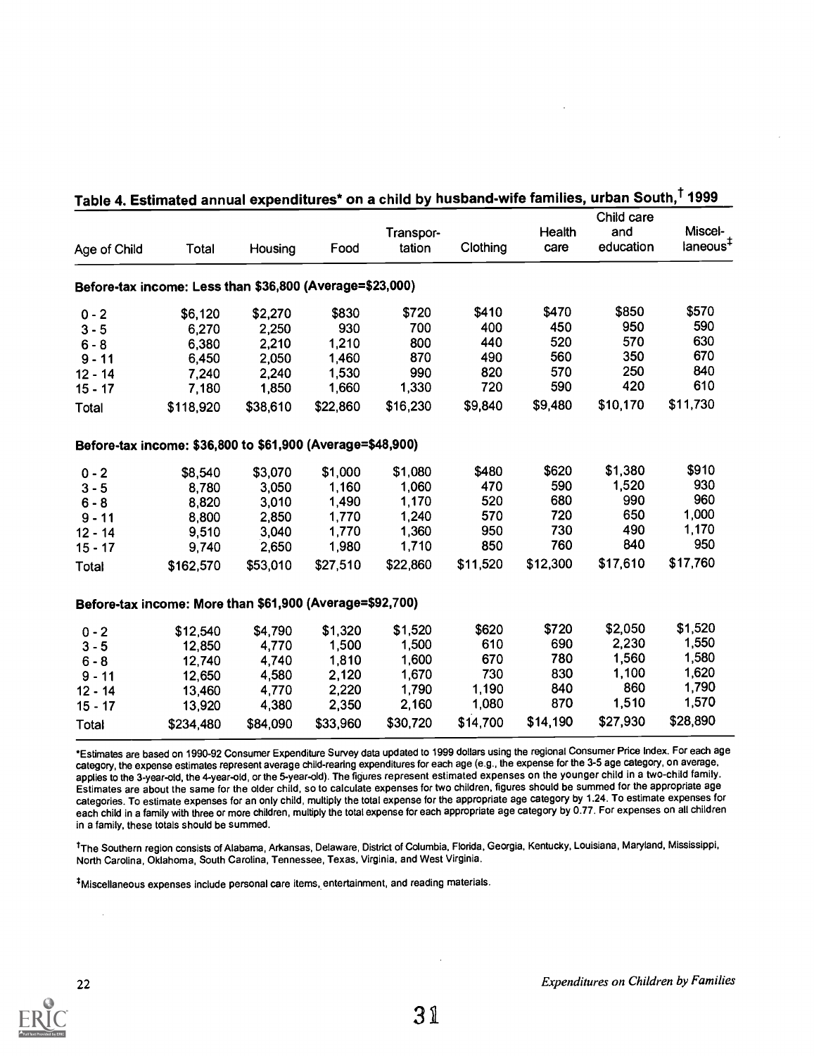## Table 4. Estimated annual expenditures* on a child by husband-wife families, urban South,[†] 1999

| Age of Child | Total | Housing | Food | Transpor-tation | Clothing | Health care | Child care and education | Miscel-laneous[‡] |
|---|---|---|---|---|---|---|---|---|
| **Before-tax income: Less than $36,800 (Average=$23,000)** | | | | | | | | |
| 0 - 2 | $6,120 | $2,270 | $830 | $720 | $410 | $470 | $850 | $570 |
| 3 - 5 | 6,270 | 2,250 | 930 | 700 | 400 | 450 | 950 | 590 |
| 6 - 8 | 6,380 | 2,210 | 1,210 | 800 | 440 | 520 | 570 | 630 |
| 9 - 11 | 6,450 | 2,050 | 1,460 | 870 | 490 | 560 | 350 | 670 |
| 12 - 14 | 7,240 | 2,240 | 1,530 | 990 | 820 | 570 | 250 | 840 |
| 15 - 17 | 7,180 | 1,850 | 1,660 | 1,330 | 720 | 590 | 420 | 610 |
| Total | $118,920 | $38,610 | $22,860 | $16,230 | $9,840 | $9,480 | $10,170 | $11,730 |
| **Before-tax income: $36,800 to $61,900 (Average=$48,900)** | | | | | | | | |
| 0 - 2 | $8,540 | $3,070 | $1,000 | $1,080 | $480 | $620 | $1,380 | $910 |
| 3 - 5 | 8,780 | 3,050 | 1,160 | 1,060 | 470 | 590 | 1,520 | 930 |
| 6 - 8 | 8,820 | 3,010 | 1,490 | 1,170 | 520 | 680 | 990 | 960 |
| 9 - 11 | 8,800 | 2,850 | 1,770 | 1,240 | 570 | 720 | 650 | 1,000 |
| 12 - 14 | 9,510 | 3,040 | 1,770 | 1,360 | 950 | 730 | 490 | 1,170 |
| 15 - 17 | 9,740 | 2,650 | 1,980 | 1,710 | 850 | 760 | 840 | 950 |
| Total | $162,570 | $53,010 | $27,510 | $22,860 | $11,520 | $12,300 | $17,610 | $17,760 |
| **Before-tax income: More than $61,900 (Average=$92,700)** | | | | | | | | |
| 0 - 2 | $12,540 | $4,790 | $1,320 | $1,520 | $620 | $720 | $2,050 | $1,520 |
| 3 - 5 | 12,850 | 4,770 | 1,500 | 1,500 | 610 | 690 | 2,230 | 1,550 |
| 6 - 8 | 12,740 | 4,740 | 1,810 | 1,600 | 670 | 780 | 1,560 | 1,580 |
| 9 - 11 | 12,650 | 4,580 | 2,120 | 1,670 | 730 | 830 | 1,100 | 1,620 |
| 12 - 14 | 13,460 | 4,770 | 2,220 | 1,790 | 1,190 | 840 | 860 | 1,790 |
| 15 - 17 | 13,920 | 4,380 | 2,350 | 2,160 | 1,080 | 870 | 1,510 | 1,570 |
| Total | $234,480 | $84,090 | $33,960 | $30,720 | $14,700 | $14,190 | $27,930 | $28,890 |

*Estimates are based on 1990-92 Consumer Expenditure Survey data updated to 1999 dollars using the regional Consumer Price Index. For each age category, the expense estimates represent average child-rearing expenditures for each age (e.g., the expense for the 3-5 age category, on average, applies to the 3-year-old, the 4-year-old, or the 5-year-old). The figures represent estimated expenses on the younger child in a two-child family. Estimates are about the same for the older child, so to calculate expenses for two children, figures should be summed for the appropriate age categories. To estimate expenses for an only child, multiply the total expense for the appropriate age category by 1.24. To estimate expenses for each child in a family with three or more children, multiply the total expense for each appropriate age category by 0.77. For expenses on all children in a family, these totals should be summed.

[†]The Southern region consists of Alabama, Arkansas, Delaware, District of Columbia, Florida, Georgia, Kentucky, Louisiana, Maryland, Mississippi, North Carolina, Oklahoma, South Carolina, Tennessee, Texas, Virginia, and West Virginia.

[‡]Miscellaneous expenses include personal care items, entertainment, and reading materials.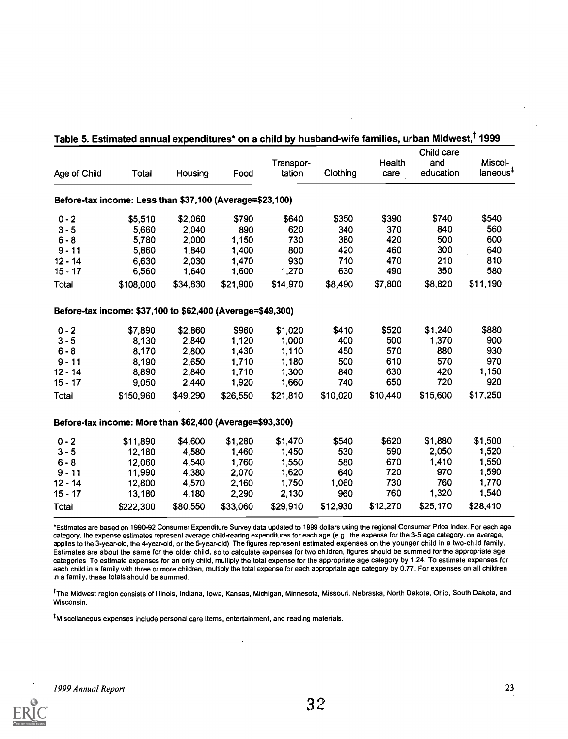**Table 5. Estimated annual expenditures* on a child by husband-wife families, urban Midwest,† 1999**

| Age of Child | Total | Housing | Food | Transportation | Clothing | Health care | Child care and education | Miscellaneous‡ |
|---|---|---|---|---|---|---|---|---|
| **Before-tax income: Less than $37,100 (Average=$23,100)** | | | | | | | | |
| 0 - 2 | $5,510 | $2,060 | $790 | $640 | $350 | $390 | $740 | $540 |
| 3 - 5 | 5,660 | 2,040 | 890 | 620 | 340 | 370 | 840 | 560 |
| 6 - 8 | 5,780 | 2,000 | 1,150 | 730 | 380 | 420 | 500 | 600 |
| 9 - 11 | 5,860 | 1,840 | 1,400 | 800 | 420 | 460 | 300 | 640 |
| 12 - 14 | 6,630 | 2,030 | 1,470 | 930 | 710 | 470 | 210 | 810 |
| 15 - 17 | 6,560 | 1,640 | 1,600 | 1,270 | 630 | 490 | 350 | 580 |
| Total | $108,000 | $34,830 | $21,900 | $14,970 | $8,490 | $7,800 | $8,820 | $11,190 |
| **Before-tax income: $37,100 to $62,400 (Average=$49,300)** | | | | | | | | |
| 0 - 2 | $7,890 | $2,860 | $960 | $1,020 | $410 | $520 | $1,240 | $880 |
| 3 - 5 | 8,130 | 2,840 | 1,120 | 1,000 | 400 | 500 | 1,370 | 900 |
| 6 - 8 | 8,170 | 2,800 | 1,430 | 1,110 | 450 | 570 | 880 | 930 |
| 9 - 11 | 8,190 | 2,650 | 1,710 | 1,180 | 500 | 610 | 570 | 970 |
| 12 - 14 | 8,890 | 2,840 | 1,710 | 1,300 | 840 | 630 | 420 | 1,150 |
| 15 - 17 | 9,050 | 2,440 | 1,920 | 1,660 | 740 | 650 | 720 | 920 |
| Total | $150,960 | $49,290 | $26,550 | $21,810 | $10,020 | $10,440 | $15,600 | $17,250 |
| **Before-tax income: More than $62,400 (Average=$93,300)** | | | | | | | | |
| 0 - 2 | $11,890 | $4,600 | $1,280 | $1,470 | $540 | $620 | $1,880 | $1,500 |
| 3 - 5 | 12,180 | 4,580 | 1,460 | 1,450 | 530 | 590 | 2,050 | 1,520 |
| 6 - 8 | 12,060 | 4,540 | 1,760 | 1,550 | 580 | 670 | 1,410 | 1,550 |
| 9 - 11 | 11,990 | 4,380 | 2,070 | 1,620 | 640 | 720 | 970 | 1,590 |
| 12 - 14 | 12,800 | 4,570 | 2,160 | 1,750 | 1,060 | 730 | 760 | 1,770 |
| 15 - 17 | 13,180 | 4,180 | 2,290 | 2,130 | 960 | 760 | 1,320 | 1,540 |
| Total | $222,300 | $80,550 | $33,060 | $29,910 | $12,930 | $12,270 | $25,170 | $28,410 |

*Estimates are based on 1990-92 Consumer Expenditure Survey data updated to 1999 dollars using the regional Consumer Price Index. For each age category, the expense estimates represent average child-rearing expenditures for each age (e.g., the expense for the 3-5 age category, on average, applies to the 3-year-old, the 4-year-old, or the 5-year-old). The figures represent estimated expenses on the younger child in a two-child family. Estimates are about the same for the older child, so to calculate expenses for two children, figures should be summed for the appropriate age categories. To estimate expenses for an only child, multiply the total expense for the appropriate age category by 1.24. To estimate expenses for each child in a family with three or more children, multiply the total expense for each appropriate age category by 0.77. For expenses on all children in a family, these totals should be summed.

†The Midwest region consists of Illinois, Indiana, Iowa, Kansas, Michigan, Minnesota, Missouri, Nebraska, North Dakota, Ohio, South Dakota, and Wisconsin.

‡Miscellaneous expenses include personal care items, entertainment, and reading materials.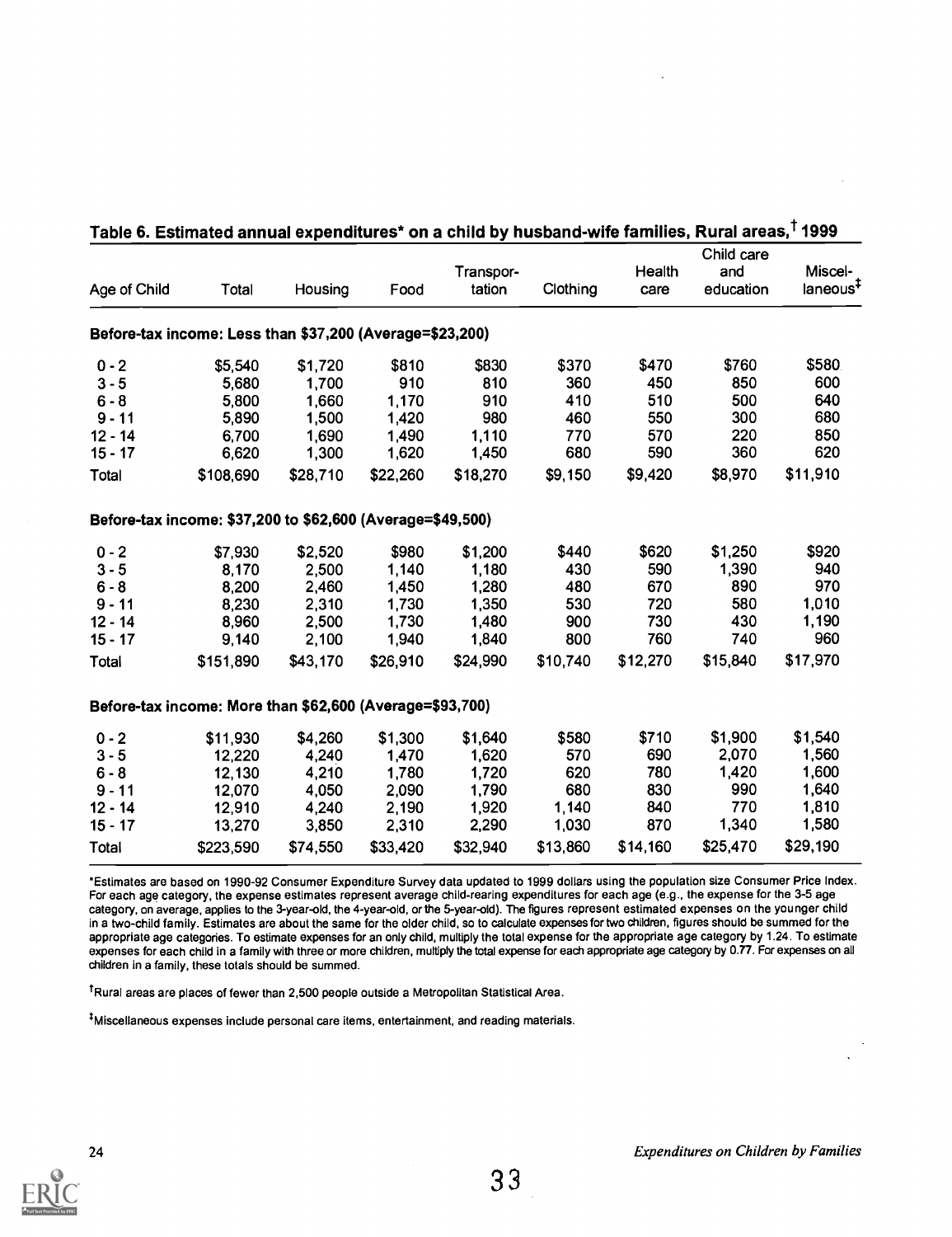## Table 6. Estimated annual expenditures* on a child by husband-wife families, Rural areas,[†] 1999

| Age of Child | Total | Housing | Food | Transpor-tation | Clothing | Health care | Child care and education | Miscel-laneous[‡] |
|---|---|---|---|---|---|---|---|---|
| **Before-tax income: Less than $37,200 (Average=$23,200)** | | | | | | | | |
| 0 - 2 | $5,540 | $1,720 | $810 | $830 | $370 | $470 | $760 | $580 |
| 3 - 5 | 5,680 | 1,700 | 910 | 810 | 360 | 450 | 850 | 600 |
| 6 - 8 | 5,800 | 1,660 | 1,170 | 910 | 410 | 510 | 500 | 640 |
| 9 - 11 | 5,890 | 1,500 | 1,420 | 980 | 460 | 550 | 300 | 680 |
| 12 - 14 | 6,700 | 1,690 | 1,490 | 1,110 | 770 | 570 | 220 | 850 |
| 15 - 17 | 6,620 | 1,300 | 1,620 | 1,450 | 680 | 590 | 360 | 620 |
| Total | $108,690 | $28,710 | $22,260 | $18,270 | $9,150 | $9,420 | $8,970 | $11,910 |
| **Before-tax income: $37,200 to $62,600 (Average=$49,500)** | | | | | | | | |
| 0 - 2 | $7,930 | $2,520 | $980 | $1,200 | $440 | $620 | $1,250 | $920 |
| 3 - 5 | 8,170 | 2,500 | 1,140 | 1,180 | 430 | 590 | 1,390 | 940 |
| 6 - 8 | 8,200 | 2,460 | 1,450 | 1,280 | 480 | 670 | 890 | 970 |
| 9 - 11 | 8,230 | 2,310 | 1,730 | 1,350 | 530 | 720 | 580 | 1,010 |
| 12 - 14 | 8,960 | 2,500 | 1,730 | 1,480 | 900 | 730 | 430 | 1,190 |
| 15 - 17 | 9,140 | 2,100 | 1,940 | 1,840 | 800 | 760 | 740 | 960 |
| Total | $151,890 | $43,170 | $26,910 | $24,990 | $10,740 | $12,270 | $15,840 | $17,970 |
| **Before-tax income: More than $62,600 (Average=$93,700)** | | | | | | | | |
| 0 - 2 | $11,930 | $4,260 | $1,300 | $1,640 | $580 | $710 | $1,900 | $1,540 |
| 3 - 5 | 12,220 | 4,240 | 1,470 | 1,620 | 570 | 690 | 2,070 | 1,560 |
| 6 - 8 | 12,130 | 4,210 | 1,780 | 1,720 | 620 | 780 | 1,420 | 1,600 |
| 9 - 11 | 12,070 | 4,050 | 2,090 | 1,790 | 680 | 830 | 990 | 1,640 |
| 12 - 14 | 12,910 | 4,240 | 2,190 | 1,920 | 1,140 | 840 | 770 | 1,810 |
| 15 - 17 | 13,270 | 3,850 | 2,310 | 2,290 | 1,030 | 870 | 1,340 | 1,580 |
| Total | $223,590 | $74,550 | $33,420 | $32,940 | $13,860 | $14,160 | $25,470 | $29,190 |

*Estimates are based on 1990-92 Consumer Expenditure Survey data updated to 1999 dollars using the population size Consumer Price Index. For each age category, the expense estimates represent average child-rearing expenditures for each age (e.g., the expense for the 3-5 age category, on average, applies to the 3-year-old, the 4-year-old, or the 5-year-old). The figures represent estimated expenses on the younger child in a two-child family. Estimates are about the same for the older child, so to calculate expenses for two children, figures should be summed for the appropriate age categories. To estimate expenses for an only child, multiply the total expense for the appropriate age category by 1.24. To estimate expenses for each child in a family with three or more children, multiply the total expense for each appropriate age category by 0.77. For expenses on all children in a family, these totals should be summed.

[†]Rural areas are places of fewer than 2,500 people outside a Metropolitan Statistical Area.

[‡]Miscellaneous expenses include personal care items, entertainment, and reading materials.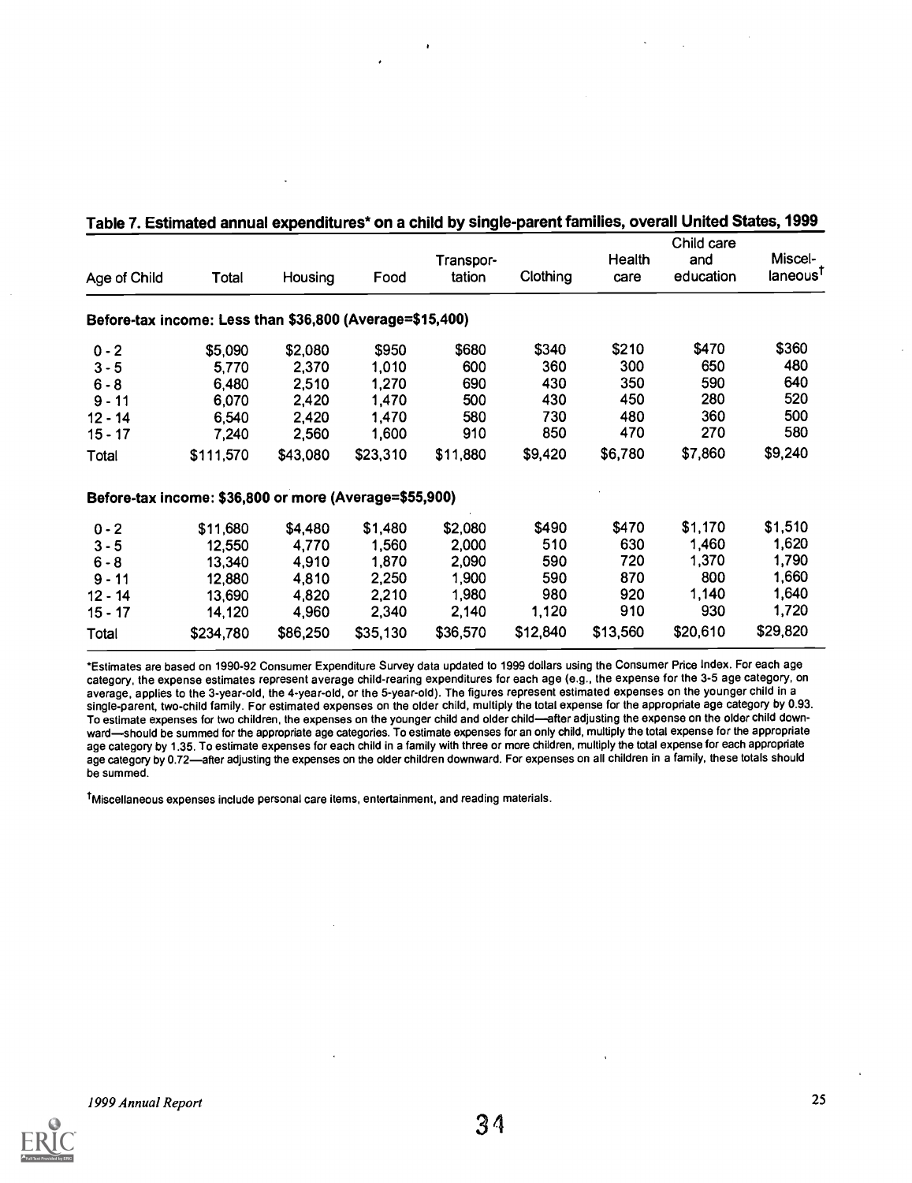## Table 7. Estimated annual expenditures* on a child by single-parent families, overall United States, 1999

| Age of Child | Total | Housing | Food | Transportation | Clothing | Health care | Child care and education | Miscellaneous[†] |
|---|---|---|---|---|---|---|---|---|
| **Before-tax income: Less than \$36,800 (Average=\$15,400)** | | | | | | | | |
| 0 - 2 | \$5,090 | \$2,080 | \$950 | \$680 | \$340 | \$210 | \$470 | \$360 |
| 3 - 5 | 5,770 | 2,370 | 1,010 | 600 | 360 | 300 | 650 | 480 |
| 6 - 8 | 6,480 | 2,510 | 1,270 | 690 | 430 | 350 | 590 | 640 |
| 9 - 11 | 6,070 | 2,420 | 1,470 | 500 | 430 | 450 | 280 | 520 |
| 12 - 14 | 6,540 | 2,420 | 1,470 | 580 | 730 | 480 | 360 | 500 |
| 15 - 17 | 7,240 | 2,560 | 1,600 | 910 | 850 | 470 | 270 | 580 |
| Total | \$111,570 | \$43,080 | \$23,310 | \$11,880 | \$9,420 | \$6,780 | \$7,860 | \$9,240 |
| **Before-tax income: \$36,800 or more (Average=\$55,900)** | | | | | | | | |
| 0 - 2 | \$11,680 | \$4,480 | \$1,480 | \$2,080 | \$490 | \$470 | \$1,170 | \$1,510 |
| 3 - 5 | 12,550 | 4,770 | 1,560 | 2,000 | 510 | 630 | 1,460 | 1,620 |
| 6 - 8 | 13,340 | 4,910 | 1,870 | 2,090 | 590 | 720 | 1,370 | 1,790 |
| 9 - 11 | 12,880 | 4,810 | 2,250 | 1,900 | 590 | 870 | 800 | 1,660 |
| 12 - 14 | 13,690 | 4,820 | 2,210 | 1,980 | 980 | 920 | 1,140 | 1,640 |
| 15 - 17 | 14,120 | 4,960 | 2,340 | 2,140 | 1,120 | 910 | 930 | 1,720 |
| Total | \$234,780 | \$86,250 | \$35,130 | \$36,570 | \$12,840 | \$13,560 | \$20,610 | \$29,820 |

*Estimates are based on 1990-92 Consumer Expenditure Survey data updated to 1999 dollars using the Consumer Price Index. For each age category, the expense estimates represent average child-rearing expenditures for each age (e.g., the expense for the 3-5 age category, on average, applies to the 3-year-old, the 4-year-old, or the 5-year-old). The figures represent estimated expenses on the younger child in a single-parent, two-child family. For estimated expenses on the older child, multiply the total expense for the appropriate age category by 0.93. To estimate expenses for two children, the expenses on the younger child and older child—after adjusting the expense on the older child downward—should be summed for the appropriate age categories. To estimate expenses for an only child, multiply the total expense for the appropriate age category by 1.35. To estimate expenses for each child in a family with three or more children, multiply the total expense for each appropriate age category by 0.72—after adjusting the expenses on the older children downward. For expenses on all children in a family, these totals should be summed.

[†]Miscellaneous expenses include personal care items, entertainment, and reading materials.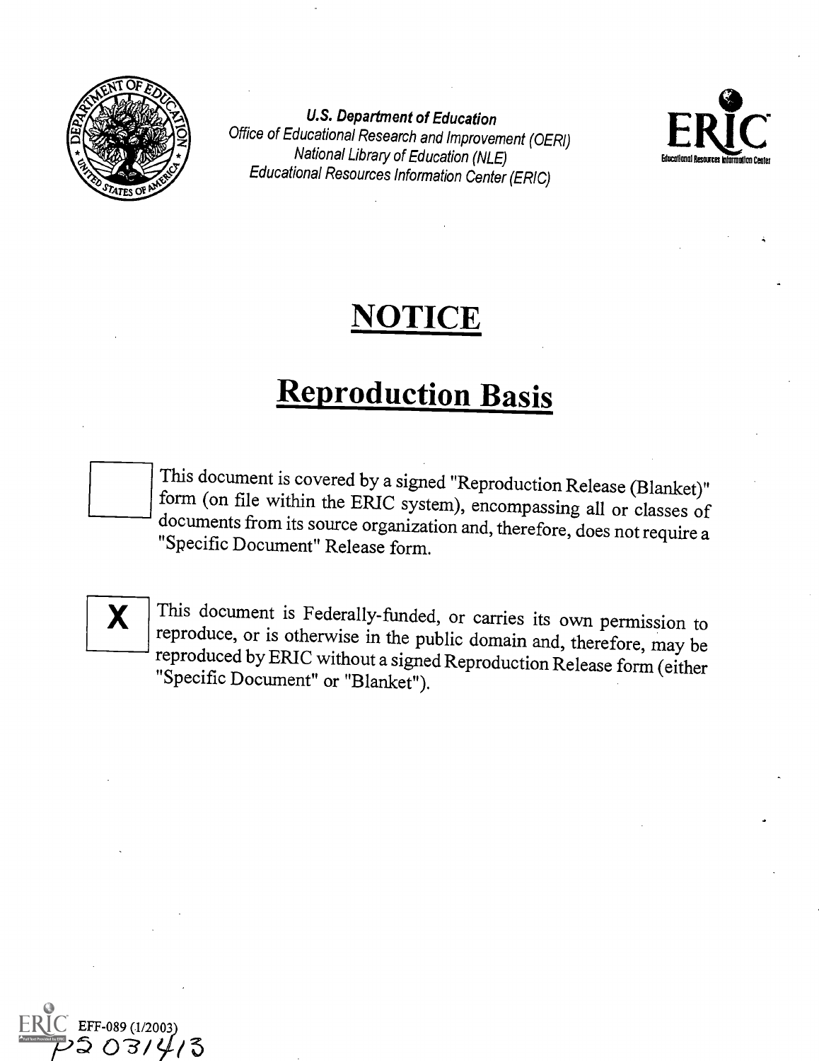***U.S. Department of Education***
*Office of Educational Research and Improvement (OERI)*
*National Library of Education (NLE)*
*Educational Resources Information Center (ERIC)*

# NOTICE

# Reproduction Basis

☐ This document is covered by a signed "Reproduction Release (Blanket)" form (on file within the ERIC system), encompassing all or classes of documents from its source organization and, therefore, does not require a "Specific Document" Release form.

☒ This document is Federally-funded, or carries its own permission to reproduce, or is otherwise in the public domain and, therefore, may be reproduced by ERIC without a signed Reproduction Release form (either "Specific Document" or "Blanket").

EFF-089 (1/2003)

PS 031413